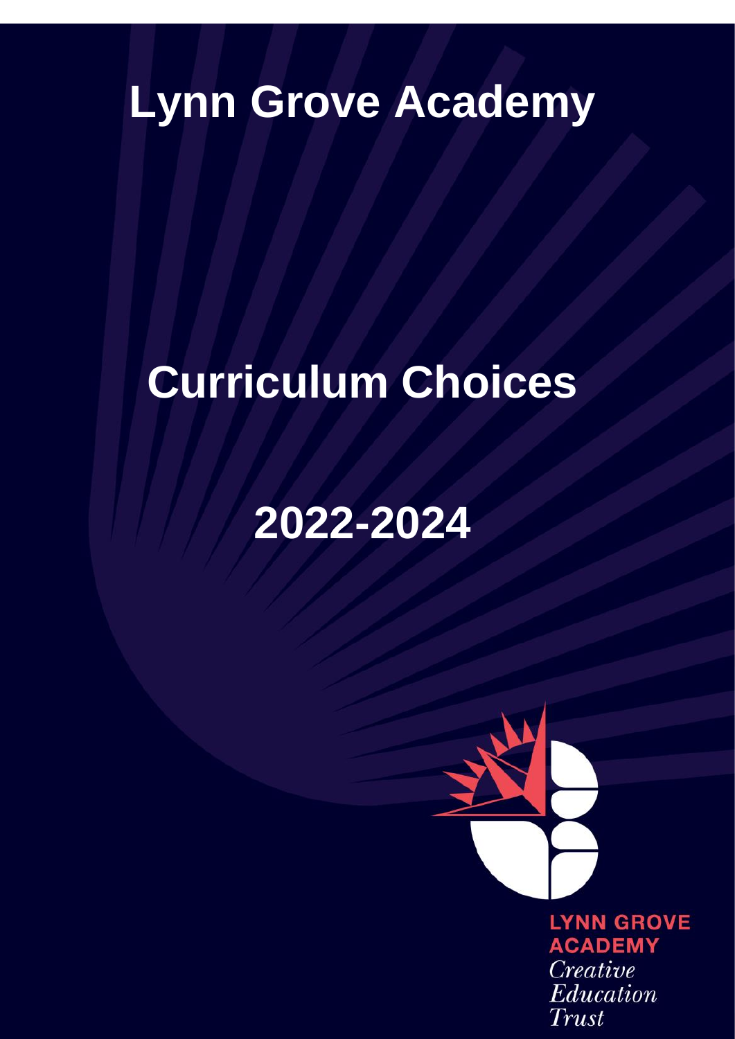# Lynn Grove Academy

# Curriculum Choices

# 2022-2024

LYNN GROVE ACADEMY

*Creative Education Trust*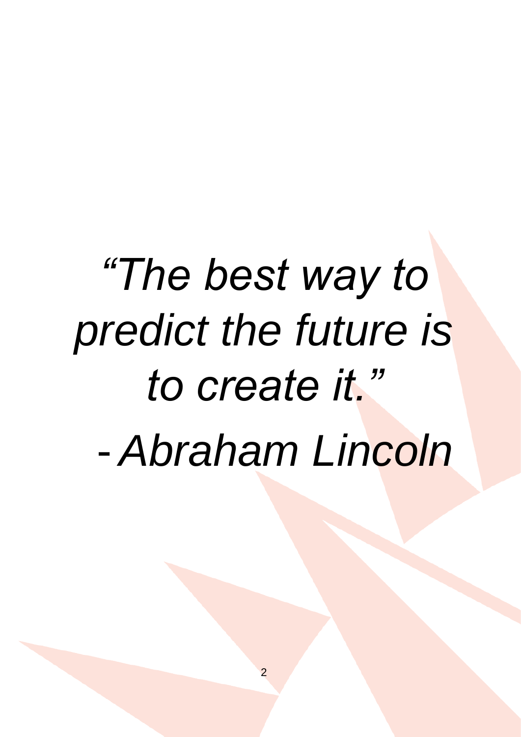*"The best way to predict the future is to create it."*

*- Abraham Lincoln*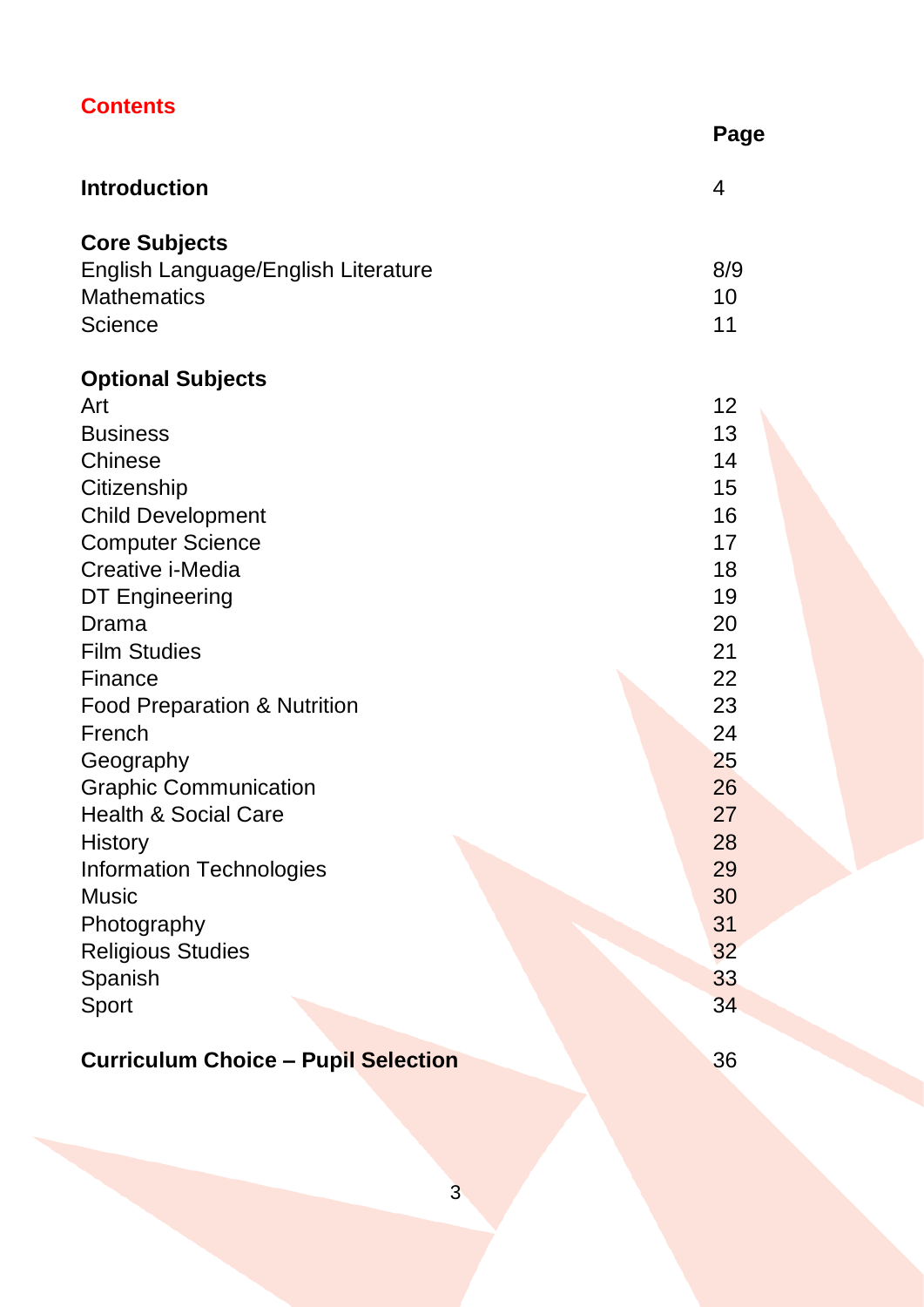## Contents

| | Page |
|---|---|
| **Introduction** | 4 |
| | |
| **Core Subjects** | |
| English Language/English Literature | 8/9 |
| Mathematics | 10 |
| Science | 11 |
| | |
| **Optional Subjects** | |
| Art | 12 |
| Business | 13 |
| Chinese | 14 |
| Citizenship | 15 |
| Child Development | 16 |
| Computer Science | 17 |
| Creative i-Media | 18 |
| DT Engineering | 19 |
| Drama | 20 |
| Film Studies | 21 |
| Finance | 22 |
| Food Preparation & Nutrition | 23 |
| French | 24 |
| Geography | 25 |
| Graphic Communication | 26 |
| Health & Social Care | 27 |
| History | 28 |
| Information Technologies | 29 |
| Music | 30 |
| Photography | 31 |
| Religious Studies | 32 |
| Spanish | 33 |
| Sport | 34 |
| | |
| **Curriculum Choice – Pupil Selection** | 36 |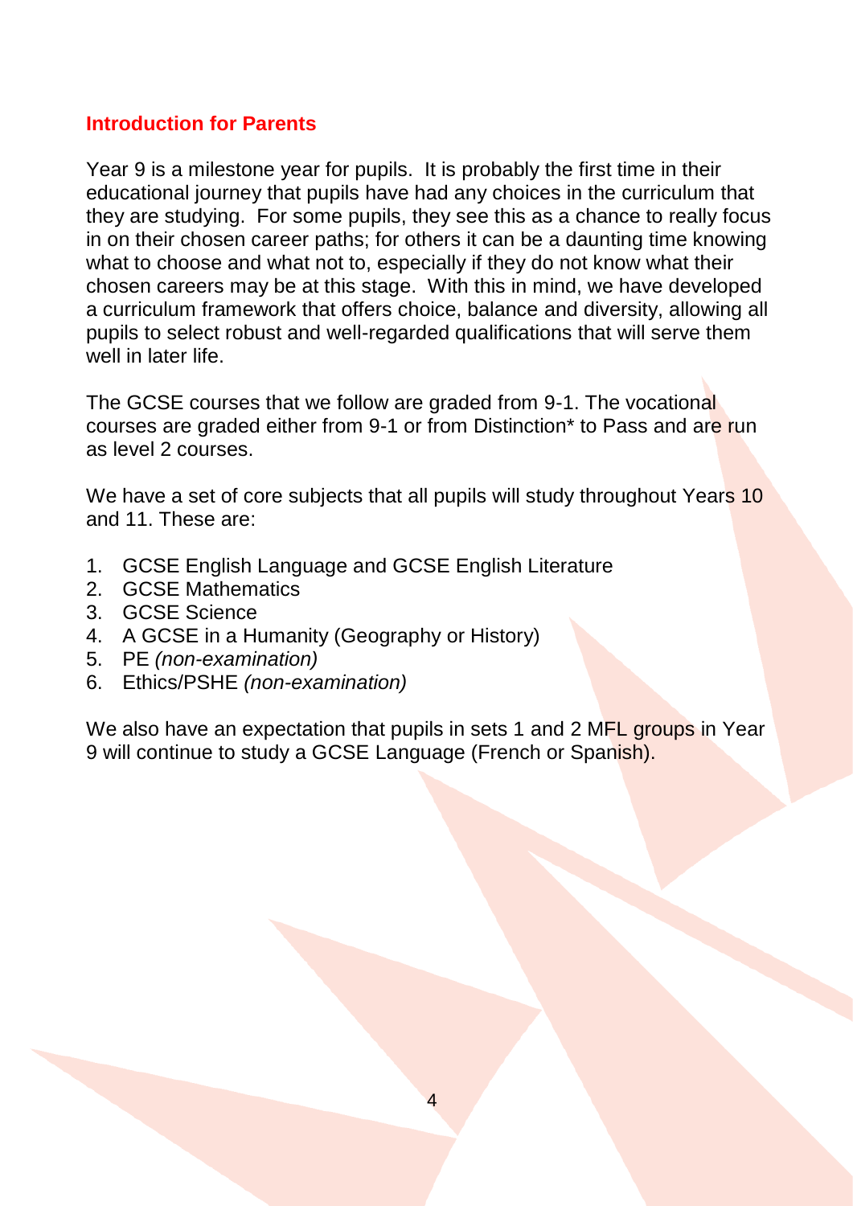## Introduction for Parents

Year 9 is a milestone year for pupils. It is probably the first time in their educational journey that pupils have had any choices in the curriculum that they are studying. For some pupils, they see this as a chance to really focus in on their chosen career paths; for others it can be a daunting time knowing what to choose and what not to, especially if they do not know what their chosen careers may be at this stage. With this in mind, we have developed a curriculum framework that offers choice, balance and diversity, allowing all pupils to select robust and well-regarded qualifications that will serve them well in later life.

The GCSE courses that we follow are graded from 9-1. The vocational courses are graded either from 9-1 or from Distinction* to Pass and are run as level 2 courses.

We have a set of core subjects that all pupils will study throughout Years 10 and 11. These are:

1. GCSE English Language and GCSE English Literature
2. GCSE Mathematics
3. GCSE Science
4. A GCSE in a Humanity (Geography or History)
5. PE *(non-examination)*
6. Ethics/PSHE *(non-examination)*

We also have an expectation that pupils in sets 1 and 2 MFL groups in Year 9 will continue to study a GCSE Language (French or Spanish).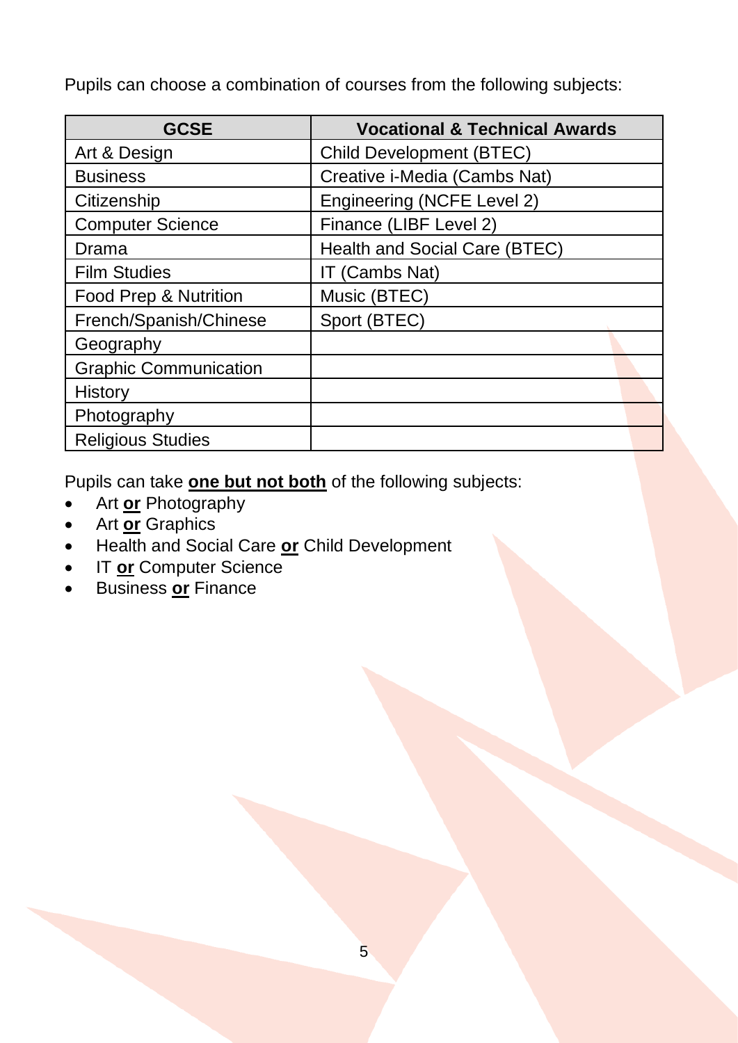Pupils can choose a combination of courses from the following subjects:

| GCSE | Vocational & Technical Awards |
|---|---|
| Art & Design | Child Development (BTEC) |
| Business | Creative i-Media (Cambs Nat) |
| Citizenship | Engineering (NCFE Level 2) |
| Computer Science | Finance (LIBF Level 2) |
| Drama | Health and Social Care (BTEC) |
| Film Studies | IT (Cambs Nat) |
| Food Prep & Nutrition | Music (BTEC) |
| French/Spanish/Chinese | Sport (BTEC) |
| Geography | |
| Graphic Communication | |
| History | |
| Photography | |
| Religious Studies | |

Pupils can take **one but not both** of the following subjects:

- Art **or** Photography
- Art **or** Graphics
- Health and Social Care **or** Child Development
- IT **or** Computer Science
- Business **or** Finance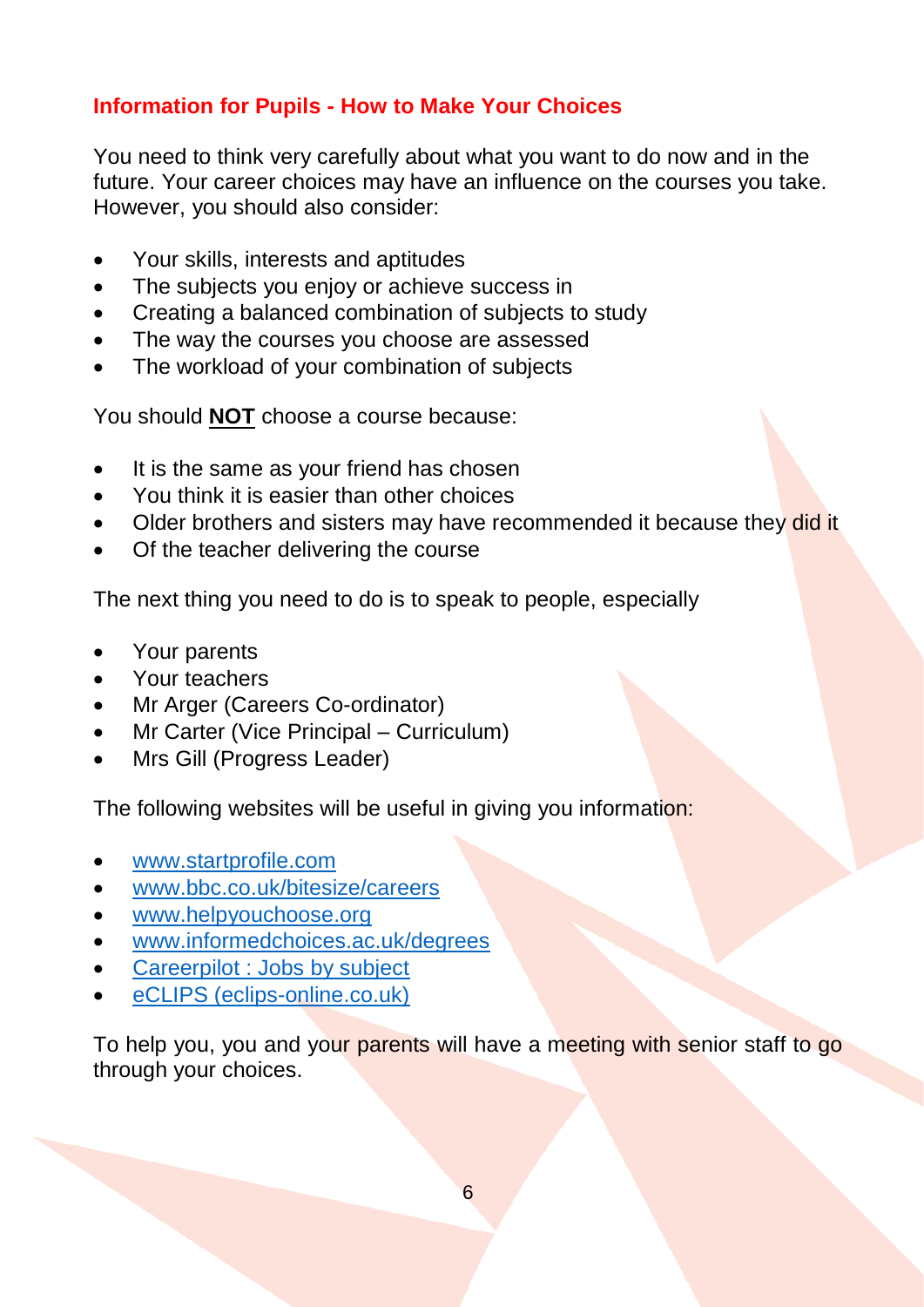## Information for Pupils - How to Make Your Choices

You need to think very carefully about what you want to do now and in the future. Your career choices may have an influence on the courses you take. However, you should also consider:

- Your skills, interests and aptitudes
- The subjects you enjoy or achieve success in
- Creating a balanced combination of subjects to study
- The way the courses you choose are assessed
- The workload of your combination of subjects

You should **NOT** choose a course because:

- It is the same as your friend has chosen
- You think it is easier than other choices
- Older brothers and sisters may have recommended it because they did it
- Of the teacher delivering the course

The next thing you need to do is to speak to people, especially

- Your parents
- Your teachers
- Mr Arger (Careers Co-ordinator)
- Mr Carter (Vice Principal – Curriculum)
- Mrs Gill (Progress Leader)

The following websites will be useful in giving you information:

- www.startprofile.com
- www.bbc.co.uk/bitesize/careers
- www.helpyouchoose.org
- www.informedchoices.ac.uk/degrees
- Careerpilot : Jobs by subject
- eCLIPS (eclips-online.co.uk)

To help you, you and your parents will have a meeting with senior staff to go through your choices.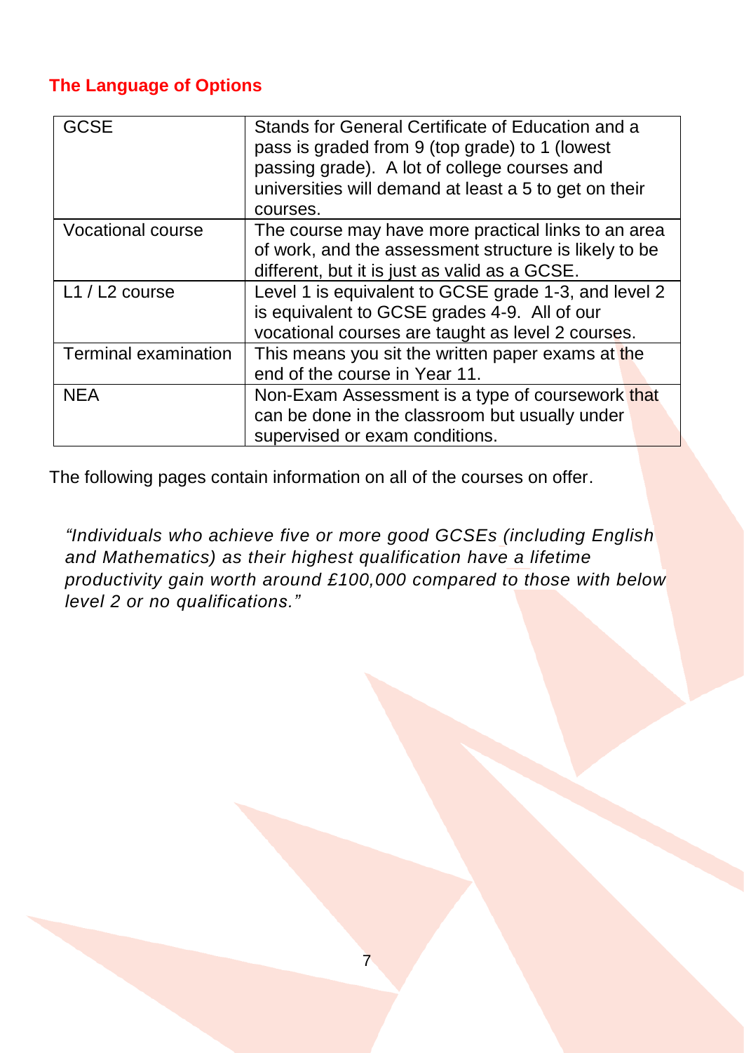## The Language of Options

| | |
|---|---|
| GCSE | Stands for General Certificate of Education and a pass is graded from 9 (top grade) to 1 (lowest passing grade). A lot of college courses and universities will demand at least a 5 to get on their courses. |
| Vocational course | The course may have more practical links to an area of work, and the assessment structure is likely to be different, but it is just as valid as a GCSE. |
| L1 / L2 course | Level 1 is equivalent to GCSE grade 1-3, and level 2 is equivalent to GCSE grades 4-9. All of our vocational courses are taught as level 2 courses. |
| Terminal examination | This means you sit the written paper exams at the end of the course in Year 11. |
| NEA | Non-Exam Assessment is a type of coursework that can be done in the classroom but usually under supervised or exam conditions. |

The following pages contain information on all of the courses on offer.

*"Individuals who achieve five or more good GCSEs (including English and Mathematics) as their highest qualification have a lifetime productivity gain worth around £100,000 compared to those with below level 2 or no qualifications."*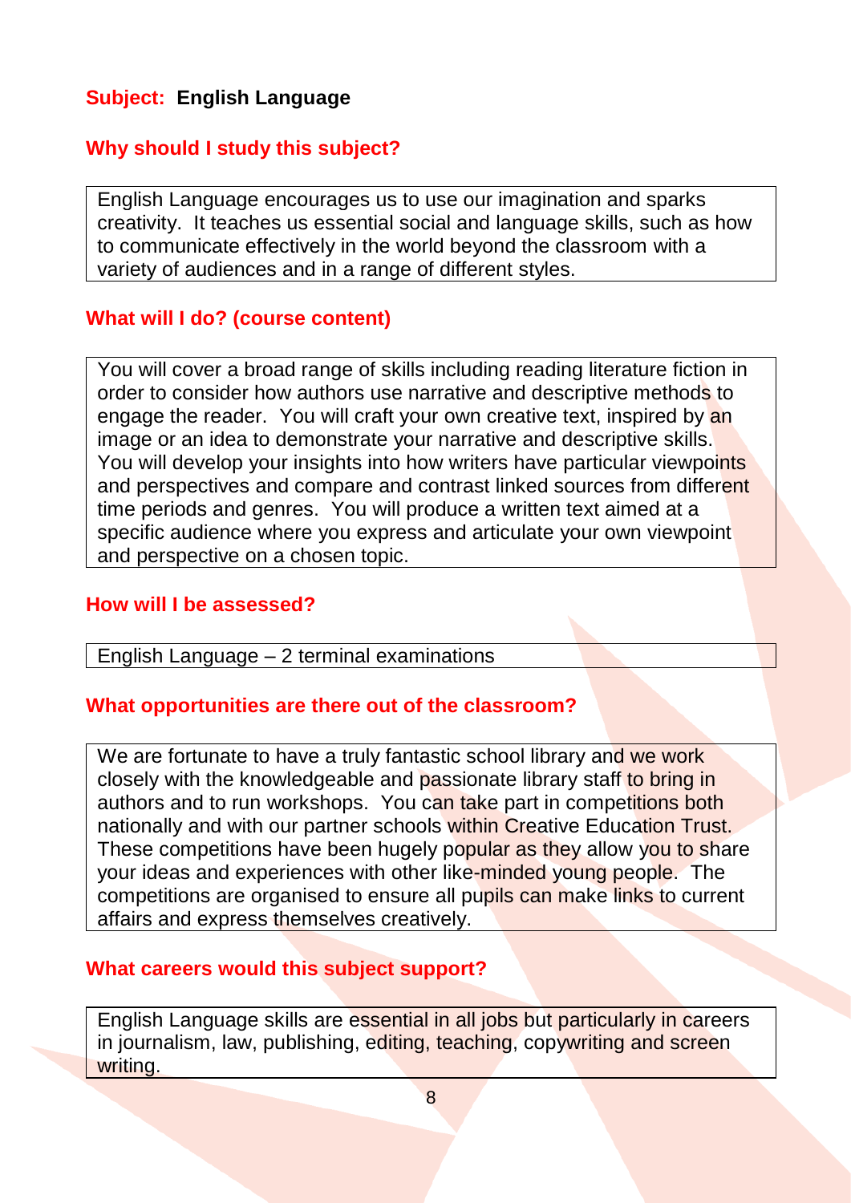**Subject: English Language**

## Why should I study this subject?

English Language encourages us to use our imagination and sparks creativity. It teaches us essential social and language skills, such as how to communicate effectively in the world beyond the classroom with a variety of audiences and in a range of different styles.

## What will I do? (course content)

You will cover a broad range of skills including reading literature fiction in order to consider how authors use narrative and descriptive methods to engage the reader. You will craft your own creative text, inspired by an image or an idea to demonstrate your narrative and descriptive skills. You will develop your insights into how writers have particular viewpoints and perspectives and compare and contrast linked sources from different time periods and genres. You will produce a written text aimed at a specific audience where you express and articulate your own viewpoint and perspective on a chosen topic.

## How will I be assessed?

English Language – 2 terminal examinations

## What opportunities are there out of the classroom?

We are fortunate to have a truly fantastic school library and we work closely with the knowledgeable and passionate library staff to bring in authors and to run workshops. You can take part in competitions both nationally and with our partner schools within Creative Education Trust. These competitions have been hugely popular as they allow you to share your ideas and experiences with other like-minded young people. The competitions are organised to ensure all pupils can make links to current affairs and express themselves creatively.

## What careers would this subject support?

English Language skills are essential in all jobs but particularly in careers in journalism, law, publishing, editing, teaching, copywriting and screen writing.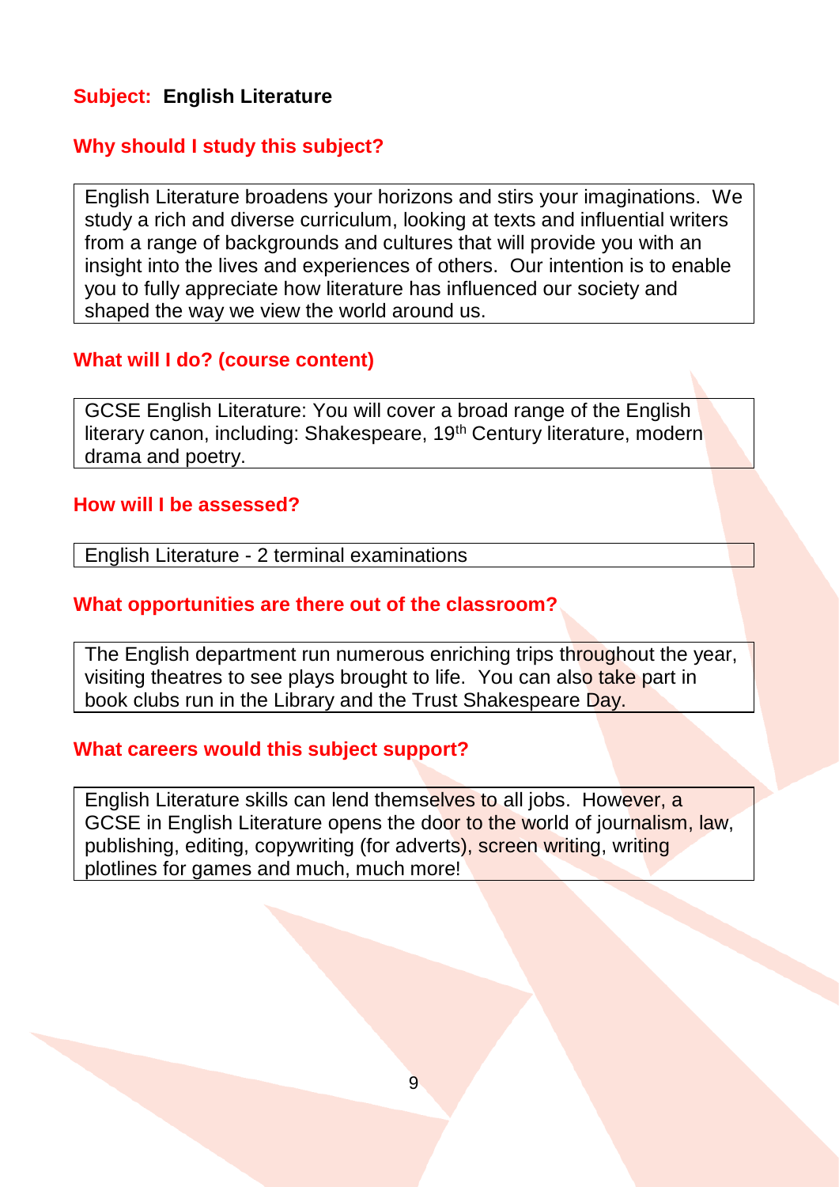**Subject: English Literature**

## Why should I study this subject?

English Literature broadens your horizons and stirs your imaginations. We study a rich and diverse curriculum, looking at texts and influential writers from a range of backgrounds and cultures that will provide you with an insight into the lives and experiences of others. Our intention is to enable you to fully appreciate how literature has influenced our society and shaped the way we view the world around us.

## What will I do? (course content)

GCSE English Literature: You will cover a broad range of the English literary canon, including: Shakespeare, 19th Century literature, modern drama and poetry.

## How will I be assessed?

English Literature - 2 terminal examinations

## What opportunities are there out of the classroom?

The English department run numerous enriching trips throughout the year, visiting theatres to see plays brought to life. You can also take part in book clubs run in the Library and the Trust Shakespeare Day.

## What careers would this subject support?

English Literature skills can lend themselves to all jobs. However, a GCSE in English Literature opens the door to the world of journalism, law, publishing, editing, copywriting (for adverts), screen writing, writing plotlines for games and much, much more!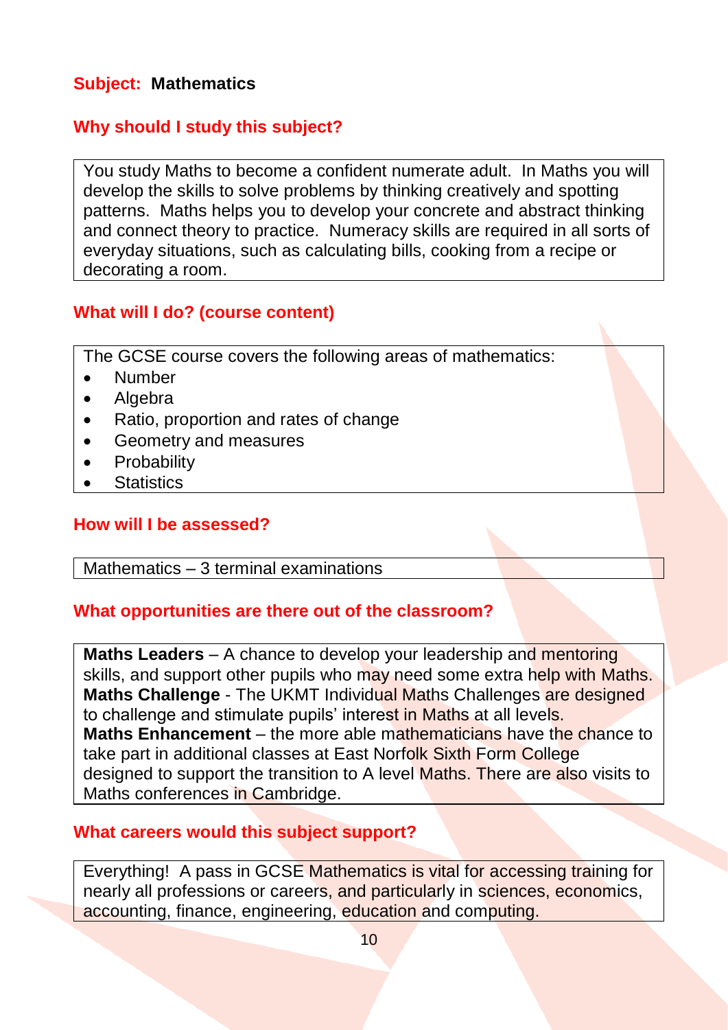**Subject: Mathematics**

## Why should I study this subject?

You study Maths to become a confident numerate adult. In Maths you will develop the skills to solve problems by thinking creatively and spotting patterns. Maths helps you to develop your concrete and abstract thinking and connect theory to practice. Numeracy skills are required in all sorts of everyday situations, such as calculating bills, cooking from a recipe or decorating a room.

## What will I do? (course content)

The GCSE course covers the following areas of mathematics:

- Number
- Algebra
- Ratio, proportion and rates of change
- Geometry and measures
- Probability
- Statistics

## How will I be assessed?

Mathematics – 3 terminal examinations

## What opportunities are there out of the classroom?

**Maths Leaders** – A chance to develop your leadership and mentoring skills, and support other pupils who may need some extra help with Maths.
**Maths Challenge** - The UKMT Individual Maths Challenges are designed to challenge and stimulate pupils' interest in Maths at all levels.
**Maths Enhancement** – the more able mathematicians have the chance to take part in additional classes at East Norfolk Sixth Form College designed to support the transition to A level Maths. There are also visits to Maths conferences in Cambridge.

## What careers would this subject support?

Everything! A pass in GCSE Mathematics is vital for accessing training for nearly all professions or careers, and particularly in sciences, economics, accounting, finance, engineering, education and computing.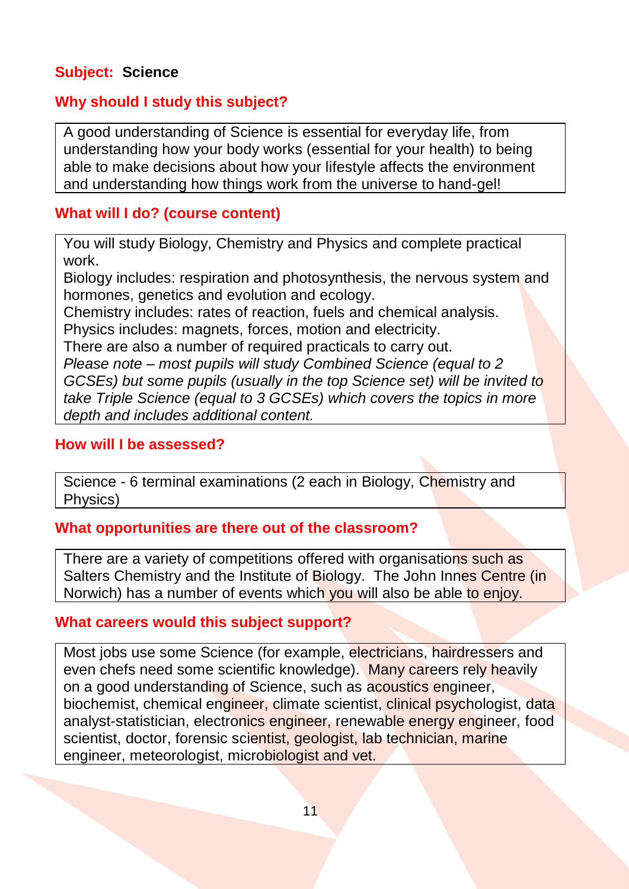**Subject: Science**

## Why should I study this subject?

A good understanding of Science is essential for everyday life, from understanding how your body works (essential for your health) to being able to make decisions about how your lifestyle affects the environment and understanding how things work from the universe to hand-gel!

## What will I do? (course content)

You will study Biology, Chemistry and Physics and complete practical work.

Biology includes: respiration and photosynthesis, the nervous system and hormones, genetics and evolution and ecology.

Chemistry includes: rates of reaction, fuels and chemical analysis.

Physics includes: magnets, forces, motion and electricity.

There are also a number of required practicals to carry out.

*Please note – most pupils will study Combined Science (equal to 2 GCSEs) but some pupils (usually in the top Science set) will be invited to take Triple Science (equal to 3 GCSEs) which covers the topics in more depth and includes additional content.*

## How will I be assessed?

Science - 6 terminal examinations (2 each in Biology, Chemistry and Physics)

## What opportunities are there out of the classroom?

There are a variety of competitions offered with organisations such as Salters Chemistry and the Institute of Biology. The John Innes Centre (in Norwich) has a number of events which you will also be able to enjoy.

## What careers would this subject support?

Most jobs use some Science (for example, electricians, hairdressers and even chefs need some scientific knowledge). Many careers rely heavily on a good understanding of Science, such as acoustics engineer, biochemist, chemical engineer, climate scientist, clinical psychologist, data analyst-statistician, electronics engineer, renewable energy engineer, food scientist, doctor, forensic scientist, geologist, lab technician, marine engineer, meteorologist, microbiologist and vet.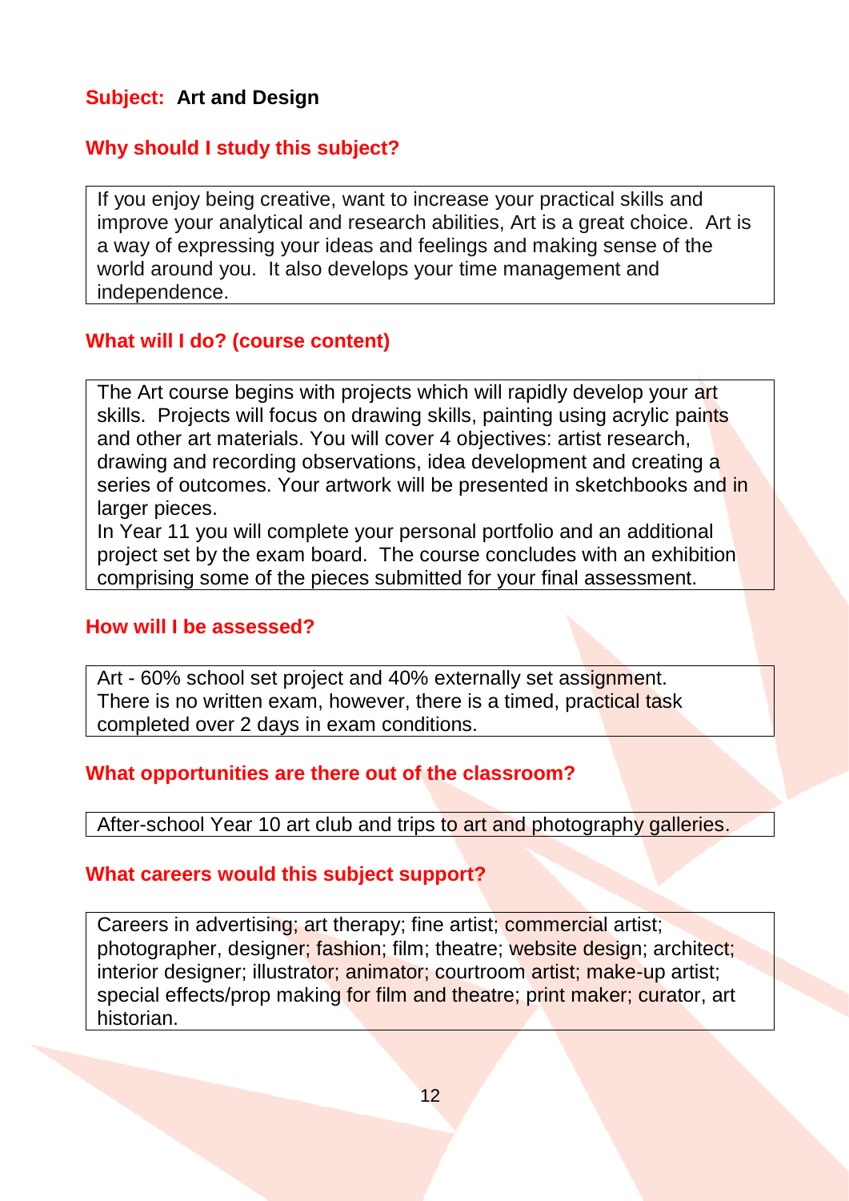**Subject:** **Art and Design**

## Why should I study this subject?

If you enjoy being creative, want to increase your practical skills and improve your analytical and research abilities, Art is a great choice. Art is a way of expressing your ideas and feelings and making sense of the world around you. It also develops your time management and independence.

## What will I do? (course content)

The Art course begins with projects which will rapidly develop your art skills. Projects will focus on drawing skills, painting using acrylic paints and other art materials. You will cover 4 objectives: artist research, drawing and recording observations, idea development and creating a series of outcomes. Your artwork will be presented in sketchbooks and in larger pieces.

In Year 11 you will complete your personal portfolio and an additional project set by the exam board. The course concludes with an exhibition comprising some of the pieces submitted for your final assessment.

## How will I be assessed?

Art - 60% school set project and 40% externally set assignment. There is no written exam, however, there is a timed, practical task completed over 2 days in exam conditions.

## What opportunities are there out of the classroom?

After-school Year 10 art club and trips to art and photography galleries.

## What careers would this subject support?

Careers in advertising; art therapy; fine artist; commercial artist; photographer, designer; fashion; film; theatre; website design; architect; interior designer; illustrator; animator; courtroom artist; make-up artist; special effects/prop making for film and theatre; print maker; curator, art historian.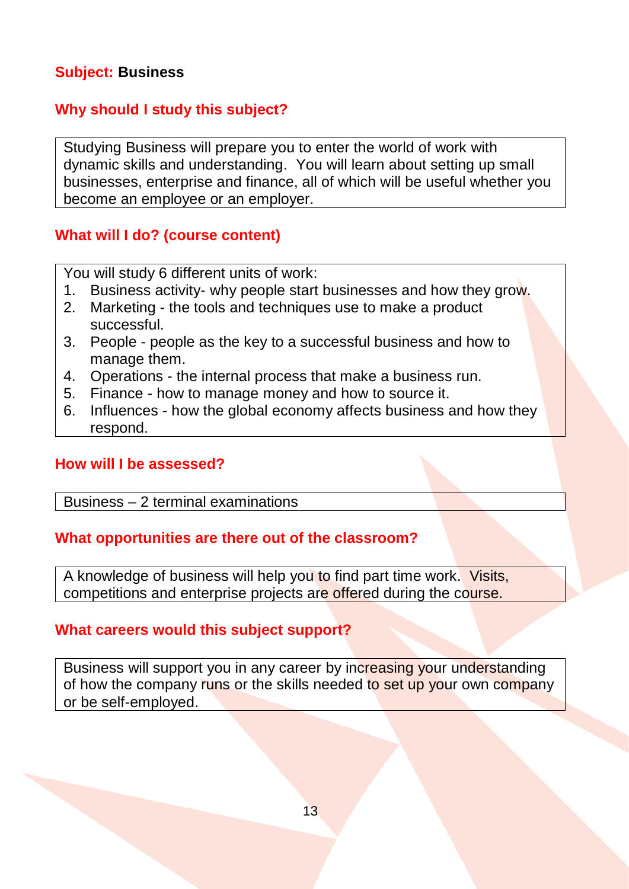**Subject:** **Business**

## Why should I study this subject?

Studying Business will prepare you to enter the world of work with dynamic skills and understanding. You will learn about setting up small businesses, enterprise and finance, all of which will be useful whether you become an employee or an employer.

## What will I do? (course content)

You will study 6 different units of work:

1. Business activity- why people start businesses and how they grow.
2. Marketing - the tools and techniques use to make a product successful.
3. People - people as the key to a successful business and how to manage them.
4. Operations - the internal process that make a business run.
5. Finance - how to manage money and how to source it.
6. Influences - how the global economy affects business and how they respond.

## How will I be assessed?

Business – 2 terminal examinations

## What opportunities are there out of the classroom?

A knowledge of business will help you to find part time work. Visits, competitions and enterprise projects are offered during the course.

## What careers would this subject support?

Business will support you in any career by increasing your understanding of how the company runs or the skills needed to set up your own company or be self-employed.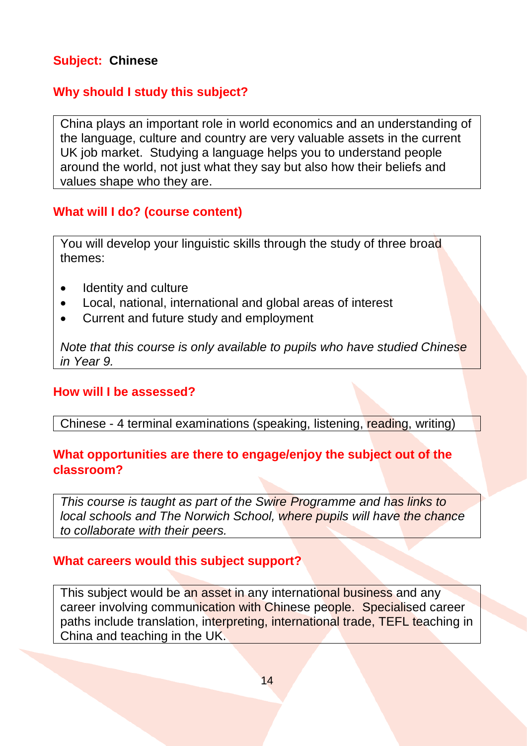## Subject: Chinese

### Why should I study this subject?

China plays an important role in world economics and an understanding of the language, culture and country are very valuable assets in the current UK job market. Studying a language helps you to understand people around the world, not just what they say but also how their beliefs and values shape who they are.

### What will I do? (course content)

You will develop your linguistic skills through the study of three broad themes:

- Identity and culture
- Local, national, international and global areas of interest
- Current and future study and employment

*Note that this course is only available to pupils who have studied Chinese in Year 9.*

### How will I be assessed?

Chinese - 4 terminal examinations (speaking, listening, reading, writing)

### What opportunities are there to engage/enjoy the subject out of the classroom?

*This course is taught as part of the Swire Programme and has links to local schools and The Norwich School, where pupils will have the chance to collaborate with their peers.*

### What careers would this subject support?

This subject would be an asset in any international business and any career involving communication with Chinese people. Specialised career paths include translation, interpreting, international trade, TEFL teaching in China and teaching in the UK.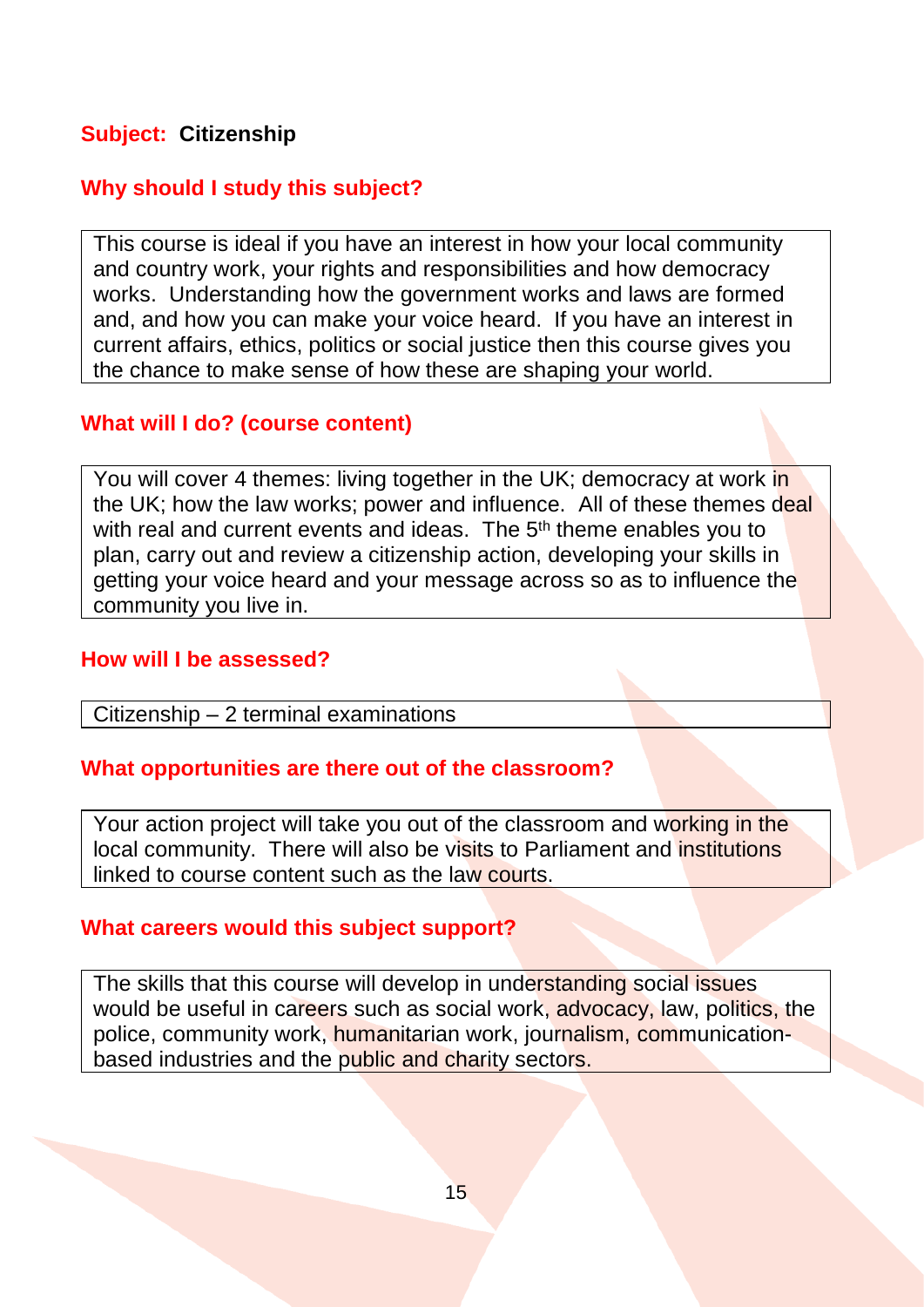**Subject: Citizenship**

## Why should I study this subject?

This course is ideal if you have an interest in how your local community and country work, your rights and responsibilities and how democracy works. Understanding how the government works and laws are formed and, and how you can make your voice heard. If you have an interest in current affairs, ethics, politics or social justice then this course gives you the chance to make sense of how these are shaping your world.

## What will I do? (course content)

You will cover 4 themes: living together in the UK; democracy at work in the UK; how the law works; power and influence. All of these themes deal with real and current events and ideas. The 5th theme enables you to plan, carry out and review a citizenship action, developing your skills in getting your voice heard and your message across so as to influence the community you live in.

## How will I be assessed?

Citizenship – 2 terminal examinations

## What opportunities are there out of the classroom?

Your action project will take you out of the classroom and working in the local community. There will also be visits to Parliament and institutions linked to course content such as the law courts.

## What careers would this subject support?

The skills that this course will develop in understanding social issues would be useful in careers such as social work, advocacy, law, politics, the police, community work, humanitarian work, journalism, communication-based industries and the public and charity sectors.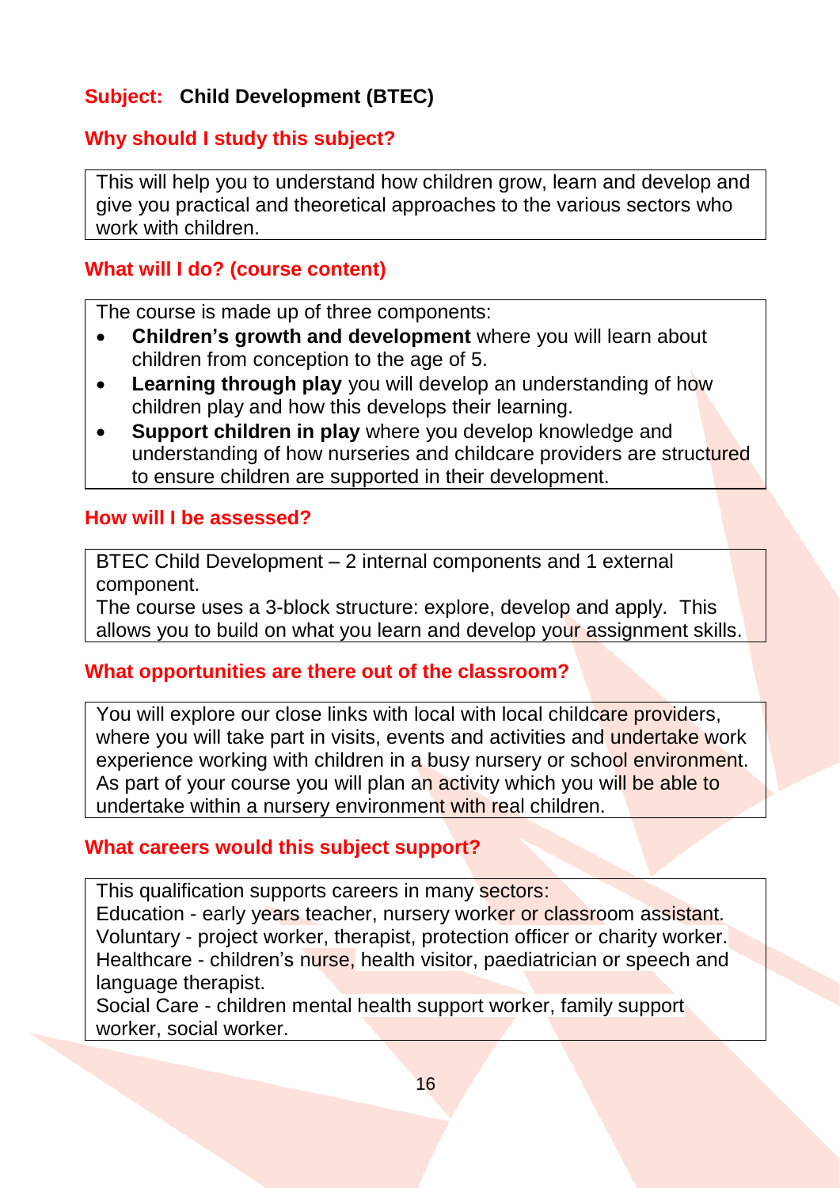## Subject: Child Development (BTEC)

### Why should I study this subject?

This will help you to understand how children grow, learn and develop and give you practical and theoretical approaches to the various sectors who work with children.

### What will I do? (course content)

The course is made up of three components:

- **Children's growth and development** where you will learn about children from conception to the age of 5.
- **Learning through play** you will develop an understanding of how children play and how this develops their learning.
- **Support children in play** where you develop knowledge and understanding of how nurseries and childcare providers are structured to ensure children are supported in their development.

### How will I be assessed?

BTEC Child Development – 2 internal components and 1 external component.
The course uses a 3-block structure: explore, develop and apply. This allows you to build on what you learn and develop your assignment skills.

### What opportunities are there out of the classroom?

You will explore our close links with local with local childcare providers, where you will take part in visits, events and activities and undertake work experience working with children in a busy nursery or school environment. As part of your course you will plan an activity which you will be able to undertake within a nursery environment with real children.

### What careers would this subject support?

This qualification supports careers in many sectors:
Education - early years teacher, nursery worker or classroom assistant.
Voluntary - project worker, therapist, protection officer or charity worker.
Healthcare - children's nurse, health visitor, paediatrician or speech and language therapist.
Social Care - children mental health support worker, family support worker, social worker.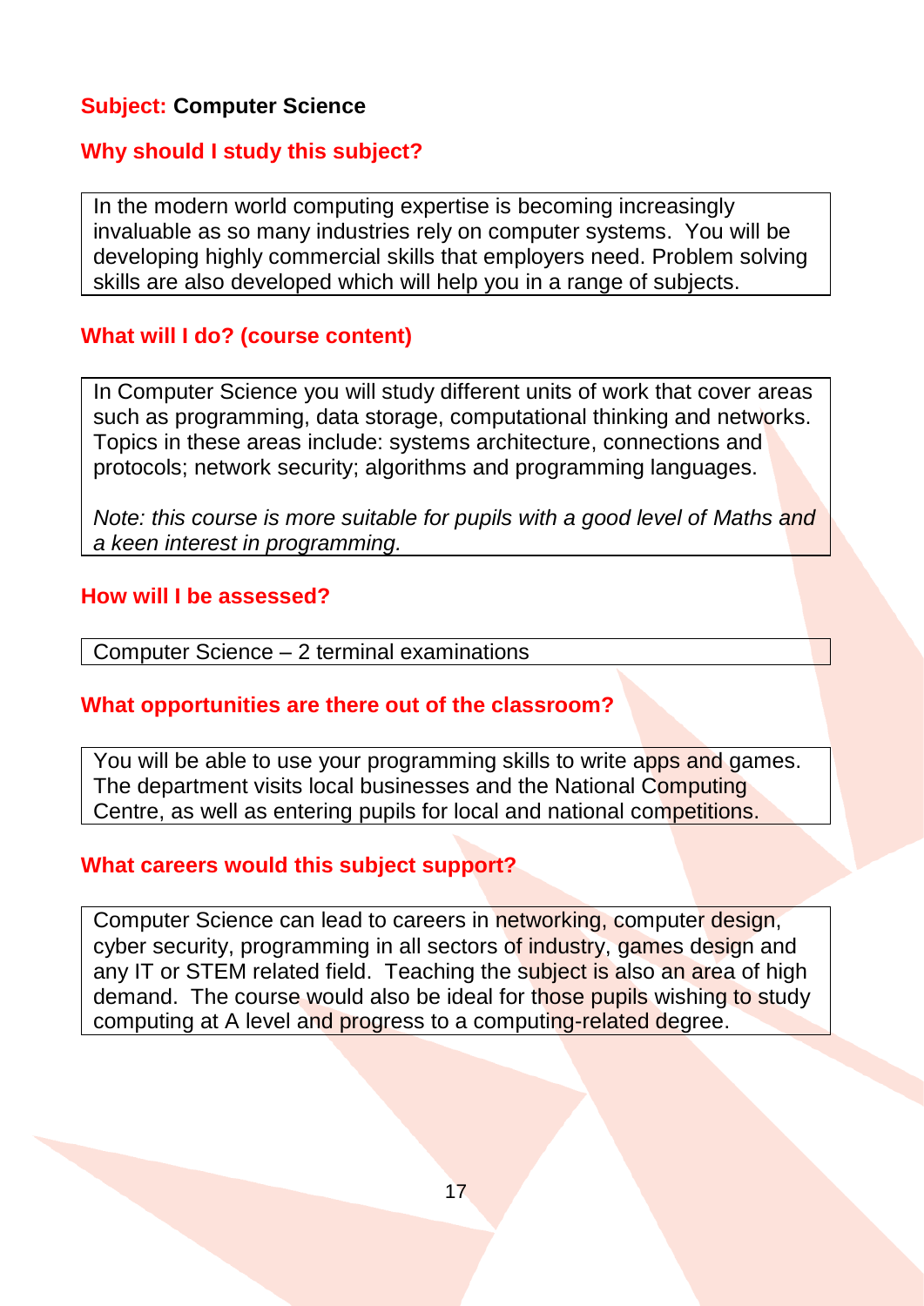**Subject:** **Computer Science**

## Why should I study this subject?

In the modern world computing expertise is becoming increasingly invaluable as so many industries rely on computer systems. You will be developing highly commercial skills that employers need. Problem solving skills are also developed which will help you in a range of subjects.

## What will I do? (course content)

In Computer Science you will study different units of work that cover areas such as programming, data storage, computational thinking and networks. Topics in these areas include: systems architecture, connections and protocols; network security; algorithms and programming languages.

*Note: this course is more suitable for pupils with a good level of Maths and a keen interest in programming.*

## How will I be assessed?

Computer Science – 2 terminal examinations

## What opportunities are there out of the classroom?

You will be able to use your programming skills to write apps and games. The department visits local businesses and the National Computing Centre, as well as entering pupils for local and national competitions.

## What careers would this subject support?

Computer Science can lead to careers in networking, computer design, cyber security, programming in all sectors of industry, games design and any IT or STEM related field. Teaching the subject is also an area of high demand. The course would also be ideal for those pupils wishing to study computing at A level and progress to a computing-related degree.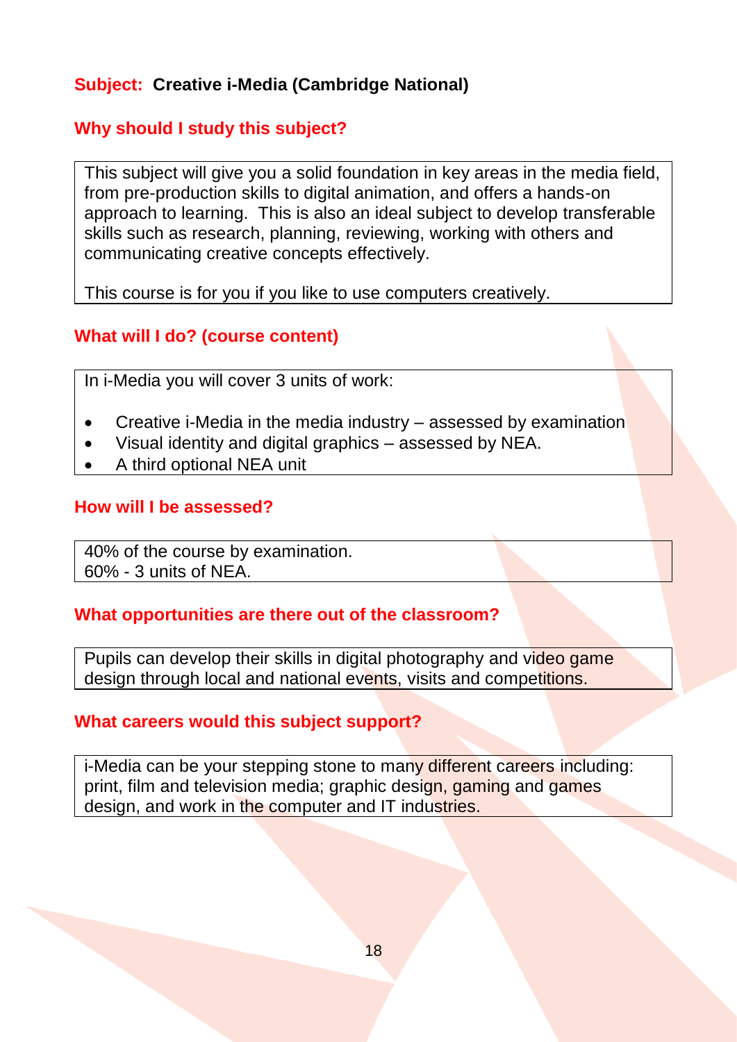**Subject: Creative i-Media (Cambridge National)**

## Why should I study this subject?

This subject will give you a solid foundation in key areas in the media field, from pre-production skills to digital animation, and offers a hands-on approach to learning. This is also an ideal subject to develop transferable skills such as research, planning, reviewing, working with others and communicating creative concepts effectively.

This course is for you if you like to use computers creatively.

## What will I do? (course content)

In i-Media you will cover 3 units of work:

- Creative i-Media in the media industry – assessed by examination
- Visual identity and digital graphics – assessed by NEA.
- A third optional NEA unit

## How will I be assessed?

40% of the course by examination.
60% - 3 units of NEA.

## What opportunities are there out of the classroom?

Pupils can develop their skills in digital photography and video game design through local and national events, visits and competitions.

## What careers would this subject support?

i-Media can be your stepping stone to many different careers including: print, film and television media; graphic design, gaming and games design, and work in the computer and IT industries.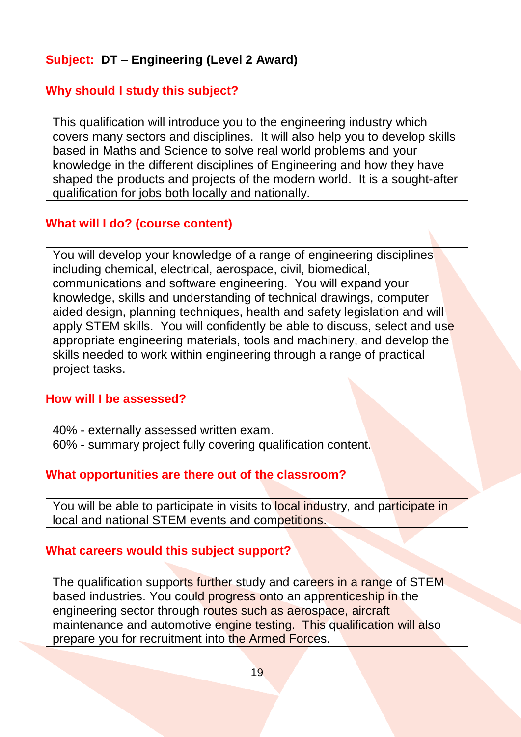**Subject: DT – Engineering (Level 2 Award)**

## Why should I study this subject?

This qualification will introduce you to the engineering industry which covers many sectors and disciplines. It will also help you to develop skills based in Maths and Science to solve real world problems and your knowledge in the different disciplines of Engineering and how they have shaped the products and projects of the modern world. It is a sought-after qualification for jobs both locally and nationally.

## What will I do? (course content)

You will develop your knowledge of a range of engineering disciplines including chemical, electrical, aerospace, civil, biomedical, communications and software engineering. You will expand your knowledge, skills and understanding of technical drawings, computer aided design, planning techniques, health and safety legislation and will apply STEM skills. You will confidently be able to discuss, select and use appropriate engineering materials, tools and machinery, and develop the skills needed to work within engineering through a range of practical project tasks.

## How will I be assessed?

40% - externally assessed written exam.
60% - summary project fully covering qualification content.

## What opportunities are there out of the classroom?

You will be able to participate in visits to local industry, and participate in local and national STEM events and competitions.

## What careers would this subject support?

The qualification supports further study and careers in a range of STEM based industries. You could progress onto an apprenticeship in the engineering sector through routes such as aerospace, aircraft maintenance and automotive engine testing. This qualification will also prepare you for recruitment into the Armed Forces.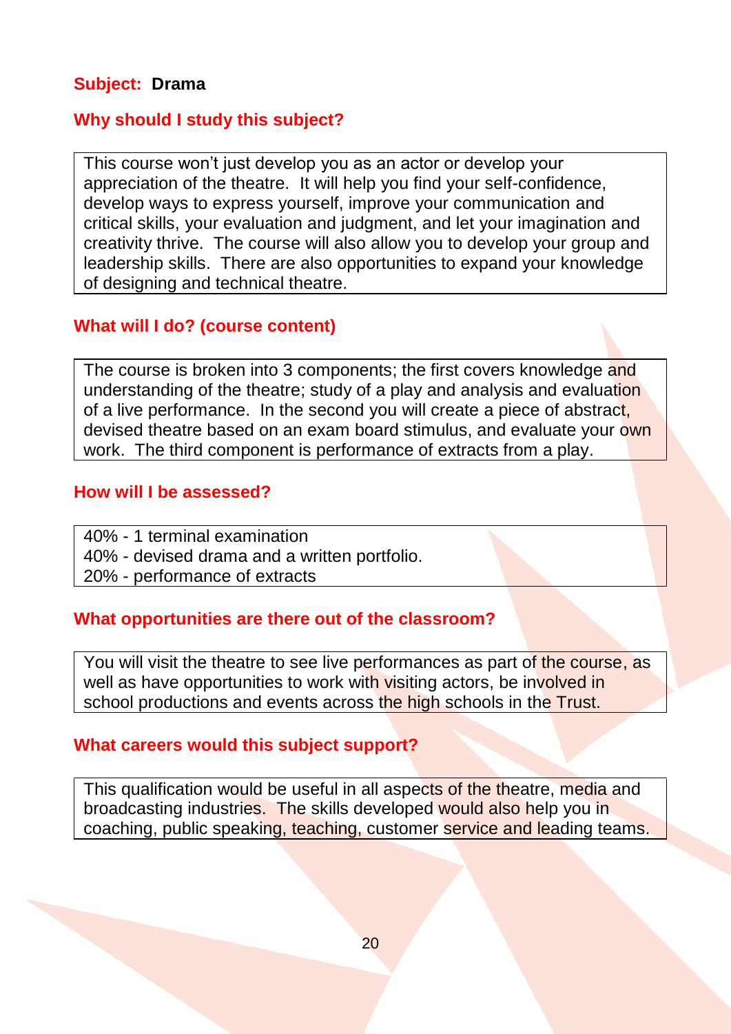**Subject: Drama**

## Why should I study this subject?

This course won't just develop you as an actor or develop your appreciation of the theatre. It will help you find your self-confidence, develop ways to express yourself, improve your communication and critical skills, your evaluation and judgment, and let your imagination and creativity thrive. The course will also allow you to develop your group and leadership skills. There are also opportunities to expand your knowledge of designing and technical theatre.

## What will I do? (course content)

The course is broken into 3 components; the first covers knowledge and understanding of the theatre; study of a play and analysis and evaluation of a live performance. In the second you will create a piece of abstract, devised theatre based on an exam board stimulus, and evaluate your own work. The third component is performance of extracts from a play.

## How will I be assessed?

40% - 1 terminal examination
40% - devised drama and a written portfolio.
20% - performance of extracts

## What opportunities are there out of the classroom?

You will visit the theatre to see live performances as part of the course, as well as have opportunities to work with visiting actors, be involved in school productions and events across the high schools in the Trust.

## What careers would this subject support?

This qualification would be useful in all aspects of the theatre, media and broadcasting industries. The skills developed would also help you in coaching, public speaking, teaching, customer service and leading teams.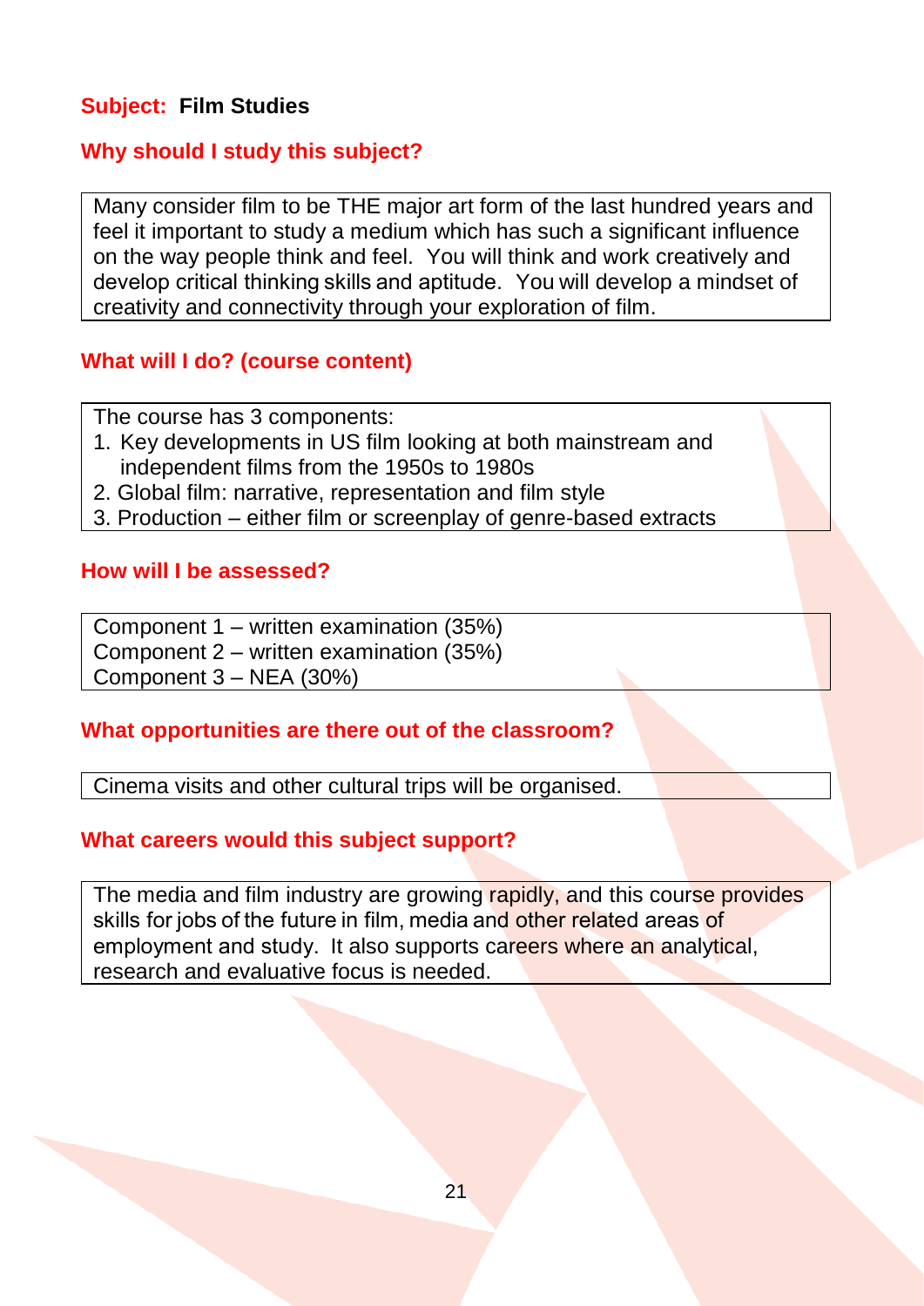**Subject: Film Studies**

## Why should I study this subject?

Many consider film to be THE major art form of the last hundred years and feel it important to study a medium which has such a significant influence on the way people think and feel. You will think and work creatively and develop critical thinking skills and aptitude. You will develop a mindset of creativity and connectivity through your exploration of film.

## What will I do? (course content)

The course has 3 components:

1. Key developments in US film looking at both mainstream and independent films from the 1950s to 1980s
2. Global film: narrative, representation and film style
3. Production – either film or screenplay of genre-based extracts

## How will I be assessed?

Component 1 – written examination (35%)
Component 2 – written examination (35%)
Component 3 – NEA (30%)

## What opportunities are there out of the classroom?

Cinema visits and other cultural trips will be organised.

## What careers would this subject support?

The media and film industry are growing rapidly, and this course provides skills for jobs of the future in film, media and other related areas of employment and study. It also supports careers where an analytical, research and evaluative focus is needed.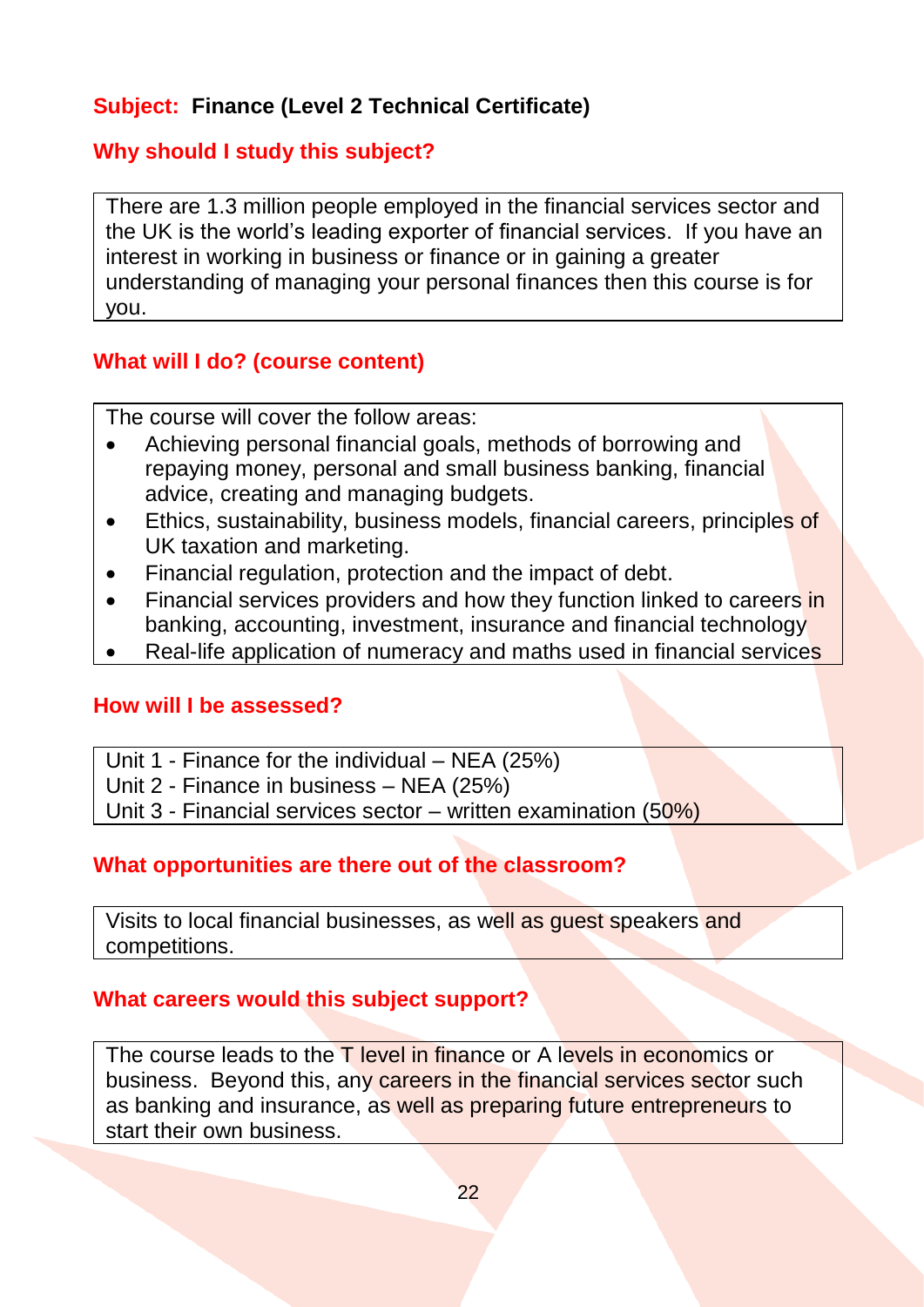**Subject: Finance (Level 2 Technical Certificate)**

## Why should I study this subject?

There are 1.3 million people employed in the financial services sector and the UK is the world's leading exporter of financial services. If you have an interest in working in business or finance or in gaining a greater understanding of managing your personal finances then this course is for you.

## What will I do? (course content)

The course will cover the follow areas:

- Achieving personal financial goals, methods of borrowing and repaying money, personal and small business banking, financial advice, creating and managing budgets.
- Ethics, sustainability, business models, financial careers, principles of UK taxation and marketing.
- Financial regulation, protection and the impact of debt.
- Financial services providers and how they function linked to careers in banking, accounting, investment, insurance and financial technology
- Real-life application of numeracy and maths used in financial services

## How will I be assessed?

Unit 1 - Finance for the individual – NEA (25%)
Unit 2 - Finance in business – NEA (25%)
Unit 3 - Financial services sector – written examination (50%)

## What opportunities are there out of the classroom?

Visits to local financial businesses, as well as guest speakers and competitions.

## What careers would this subject support?

The course leads to the T level in finance or A levels in economics or business. Beyond this, any careers in the financial services sector such as banking and insurance, as well as preparing future entrepreneurs to start their own business.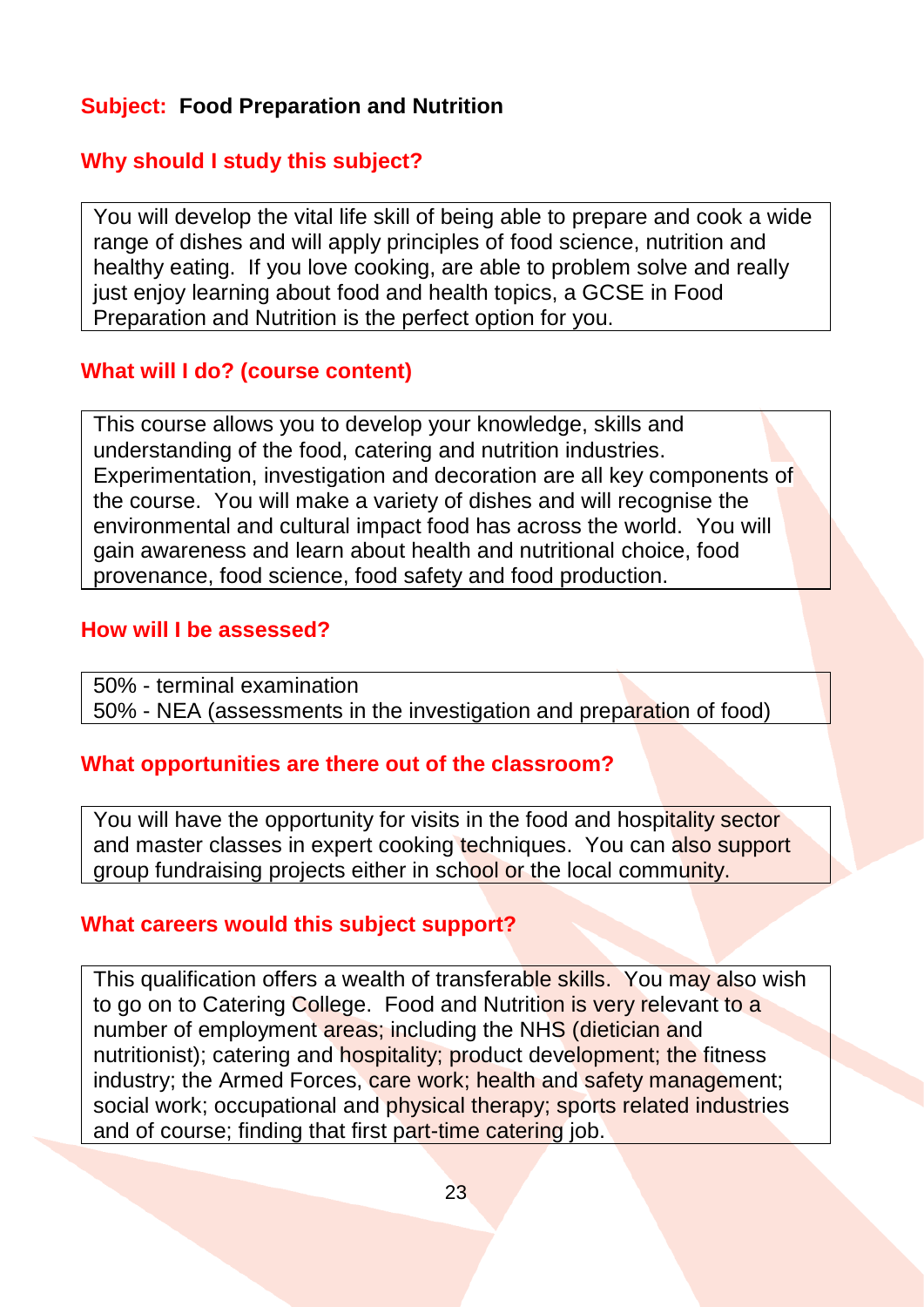## Subject: Food Preparation and Nutrition

### Why should I study this subject?

You will develop the vital life skill of being able to prepare and cook a wide range of dishes and will apply principles of food science, nutrition and healthy eating. If you love cooking, are able to problem solve and really just enjoy learning about food and health topics, a GCSE in Food Preparation and Nutrition is the perfect option for you.

### What will I do? (course content)

This course allows you to develop your knowledge, skills and understanding of the food, catering and nutrition industries. Experimentation, investigation and decoration are all key components of the course. You will make a variety of dishes and will recognise the environmental and cultural impact food has across the world. You will gain awareness and learn about health and nutritional choice, food provenance, food science, food safety and food production.

### How will I be assessed?

50% - terminal examination
50% - NEA (assessments in the investigation and preparation of food)

### What opportunities are there out of the classroom?

You will have the opportunity for visits in the food and hospitality sector and master classes in expert cooking techniques. You can also support group fundraising projects either in school or the local community.

### What careers would this subject support?

This qualification offers a wealth of transferable skills. You may also wish to go on to Catering College. Food and Nutrition is very relevant to a number of employment areas; including the NHS (dietician and nutritionist); catering and hospitality; product development; the fitness industry; the Armed Forces, care work; health and safety management; social work; occupational and physical therapy; sports related industries and of course; finding that first part-time catering job.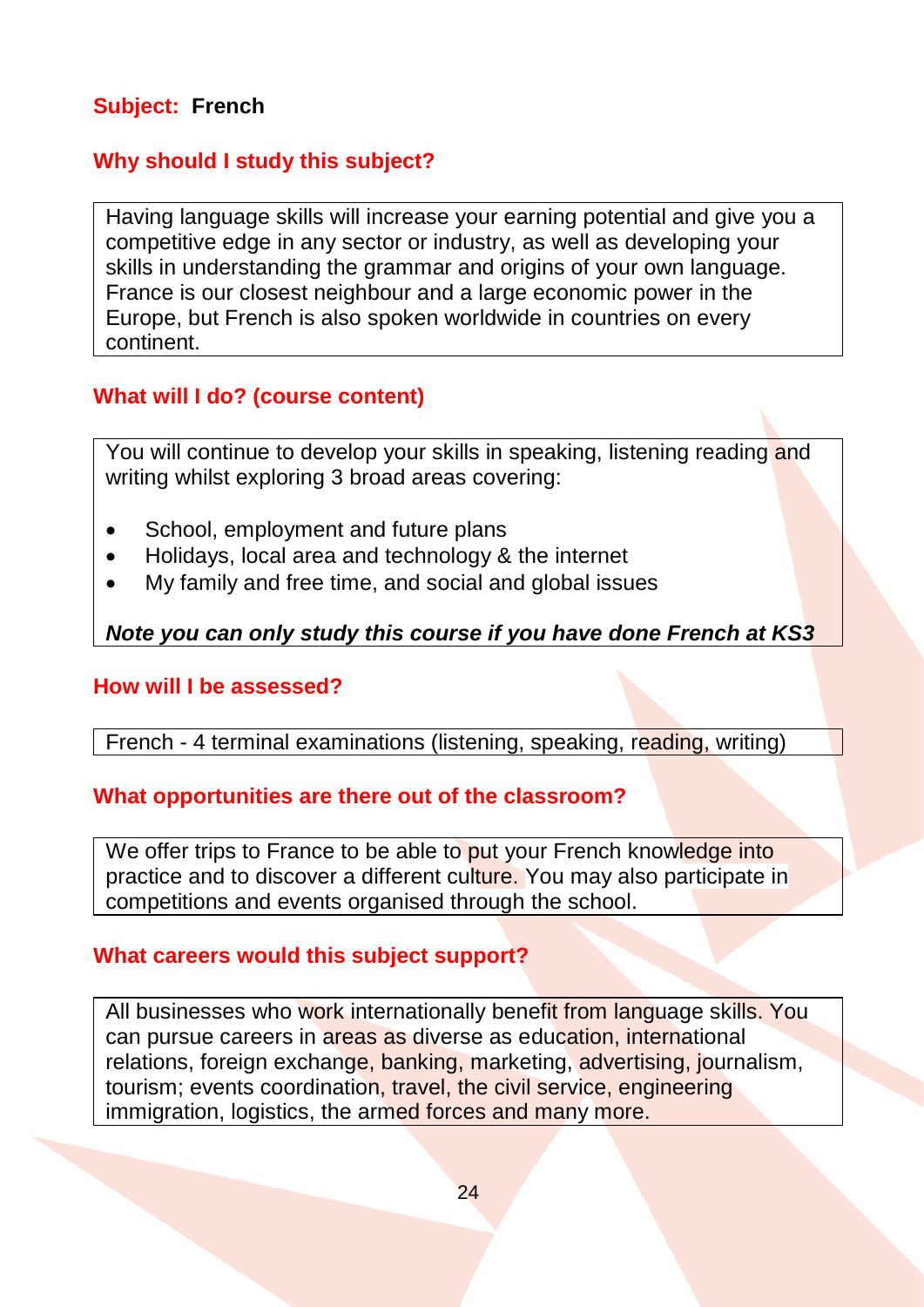## Subject: **French**

### Why should I study this subject?

Having language skills will increase your earning potential and give you a competitive edge in any sector or industry, as well as developing your skills in understanding the grammar and origins of your own language. France is our closest neighbour and a large economic power in the Europe, but French is also spoken worldwide in countries on every continent.

### What will I do? (course content)

You will continue to develop your skills in speaking, listening reading and writing whilst exploring 3 broad areas covering:

- School, employment and future plans
- Holidays, local area and technology & the internet
- My family and free time, and social and global issues

***Note you can only study this course if you have done French at KS3***

### How will I be assessed?

French - 4 terminal examinations (listening, speaking, reading, writing)

### What opportunities are there out of the classroom?

We offer trips to France to be able to put your French knowledge into practice and to discover a different culture. You may also participate in competitions and events organised through the school.

### What careers would this subject support?

All businesses who work internationally benefit from language skills. You can pursue careers in areas as diverse as education, international relations, foreign exchange, banking, marketing, advertising, journalism, tourism; events coordination, travel, the civil service, engineering immigration, logistics, the armed forces and many more.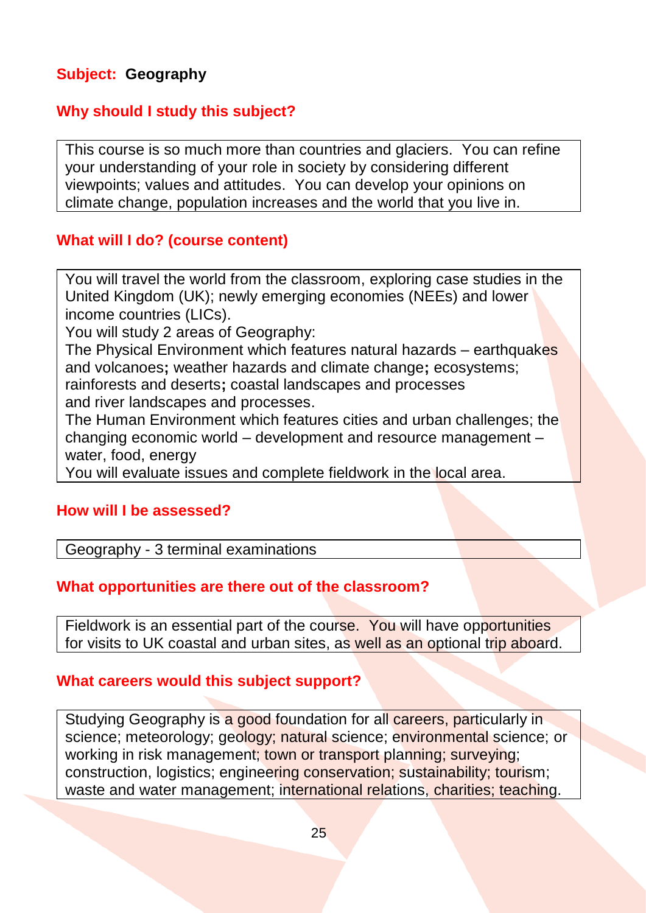**Subject: Geography**

## Why should I study this subject?

This course is so much more than countries and glaciers. You can refine your understanding of your role in society by considering different viewpoints; values and attitudes. You can develop your opinions on climate change, population increases and the world that you live in.

## What will I do? (course content)

You will travel the world from the classroom, exploring case studies in the United Kingdom (UK); newly emerging economies (NEEs) and lower income countries (LICs).

You will study 2 areas of Geography:

The Physical Environment which features natural hazards – earthquakes and volcanoes**;** weather hazards and climate change**;** ecosystems; rainforests and deserts**;** coastal landscapes and processes and river landscapes and processes.

The Human Environment which features cities and urban challenges; the changing economic world – development and resource management – water, food, energy

You will evaluate issues and complete fieldwork in the local area.

## How will I be assessed?

Geography - 3 terminal examinations

## What opportunities are there out of the classroom?

Fieldwork is an essential part of the course. You will have opportunities for visits to UK coastal and urban sites, as well as an optional trip aboard.

## What careers would this subject support?

Studying Geography is a good foundation for all careers, particularly in science; meteorology; geology; natural science; environmental science; or working in risk management; town or transport planning; surveying; construction, logistics; engineering conservation; sustainability; tourism; waste and water management; international relations, charities; teaching.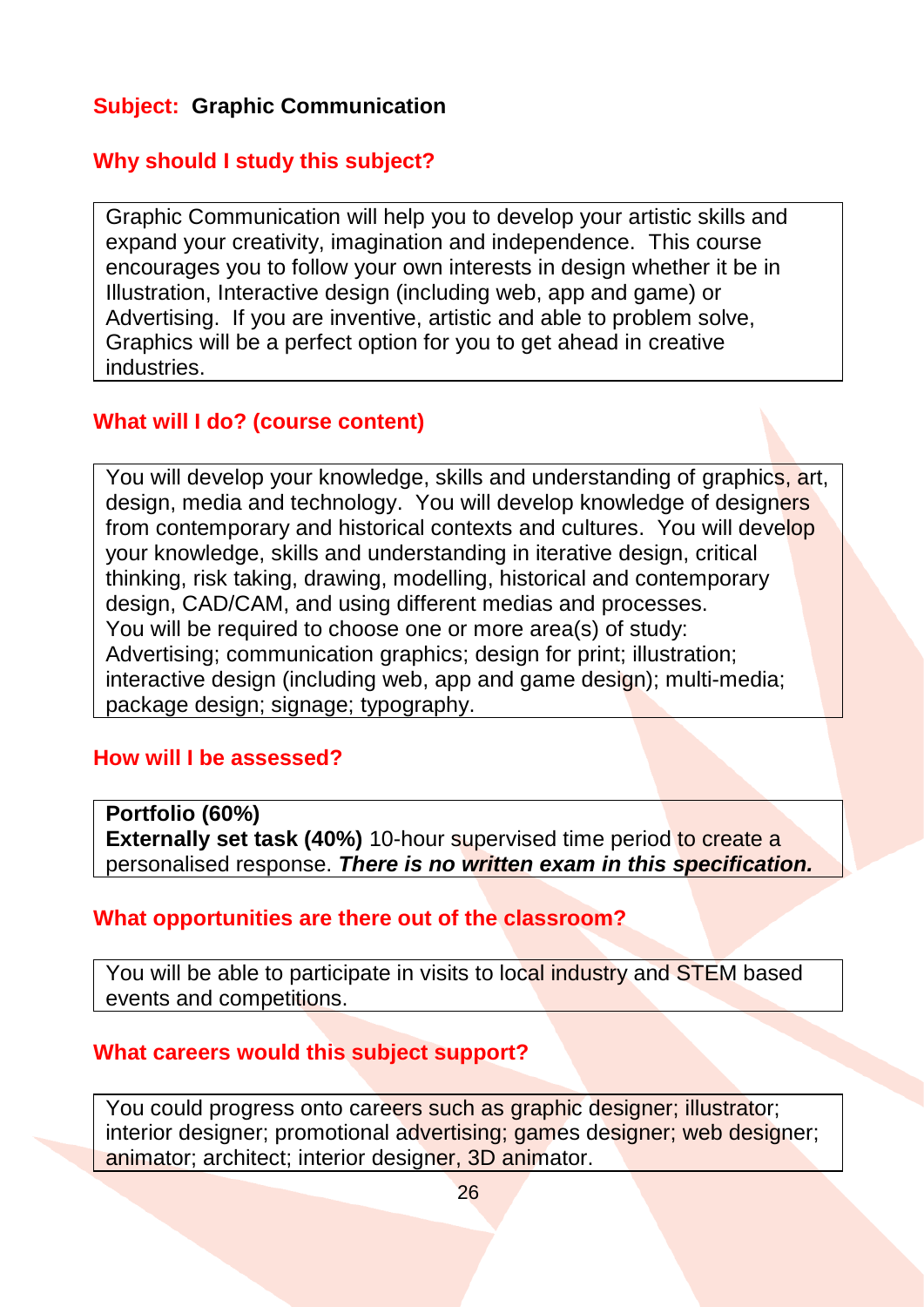**Subject: Graphic Communication**

## Why should I study this subject?

Graphic Communication will help you to develop your artistic skills and expand your creativity, imagination and independence. This course encourages you to follow your own interests in design whether it be in Illustration, Interactive design (including web, app and game) or Advertising. If you are inventive, artistic and able to problem solve, Graphics will be a perfect option for you to get ahead in creative industries.

## What will I do? (course content)

You will develop your knowledge, skills and understanding of graphics, art, design, media and technology. You will develop knowledge of designers from contemporary and historical contexts and cultures. You will develop your knowledge, skills and understanding in iterative design, critical thinking, risk taking, drawing, modelling, historical and contemporary design, CAD/CAM, and using different medias and processes.
You will be required to choose one or more area(s) of study:
Advertising; communication graphics; design for print; illustration; interactive design (including web, app and game design); multi-media; package design; signage; typography.

## How will I be assessed?

**Portfolio (60%)**
**Externally set task (40%)** 10-hour supervised time period to create a personalised response. ***There is no written exam in this specification.***

## What opportunities are there out of the classroom?

You will be able to participate in visits to local industry and STEM based events and competitions.

## What careers would this subject support?

You could progress onto careers such as graphic designer; illustrator; interior designer; promotional advertising; games designer; web designer; animator; architect; interior designer, 3D animator.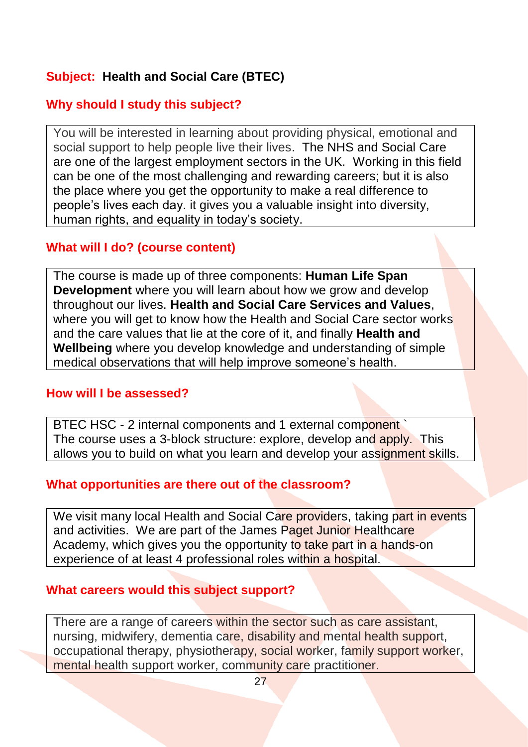**Subject: Health and Social Care (BTEC)**

## Why should I study this subject?

You will be interested in learning about providing physical, emotional and social support to help people live their lives. The NHS and Social Care are one of the largest employment sectors in the UK. Working in this field can be one of the most challenging and rewarding careers; but it is also the place where you get the opportunity to make a real difference to people's lives each day. it gives you a valuable insight into diversity, human rights, and equality in today's society.

## What will I do? (course content)

The course is made up of three components: **Human Life Span Development** where you will learn about how we grow and develop throughout our lives. **Health and Social Care Services and Values**, where you will get to know how the Health and Social Care sector works and the care values that lie at the core of it, and finally **Health and Wellbeing** where you develop knowledge and understanding of simple medical observations that will help improve someone's health.

## How will I be assessed?

BTEC HSC - 2 internal components and 1 external component `
The course uses a 3-block structure: explore, develop and apply. This allows you to build on what you learn and develop your assignment skills.

## What opportunities are there out of the classroom?

We visit many local Health and Social Care providers, taking part in events and activities. We are part of the James Paget Junior Healthcare Academy, which gives you the opportunity to take part in a hands-on experience of at least 4 professional roles within a hospital.

## What careers would this subject support?

There are a range of careers within the sector such as care assistant, nursing, midwifery, dementia care, disability and mental health support, occupational therapy, physiotherapy, social worker, family support worker, mental health support worker, community care practitioner.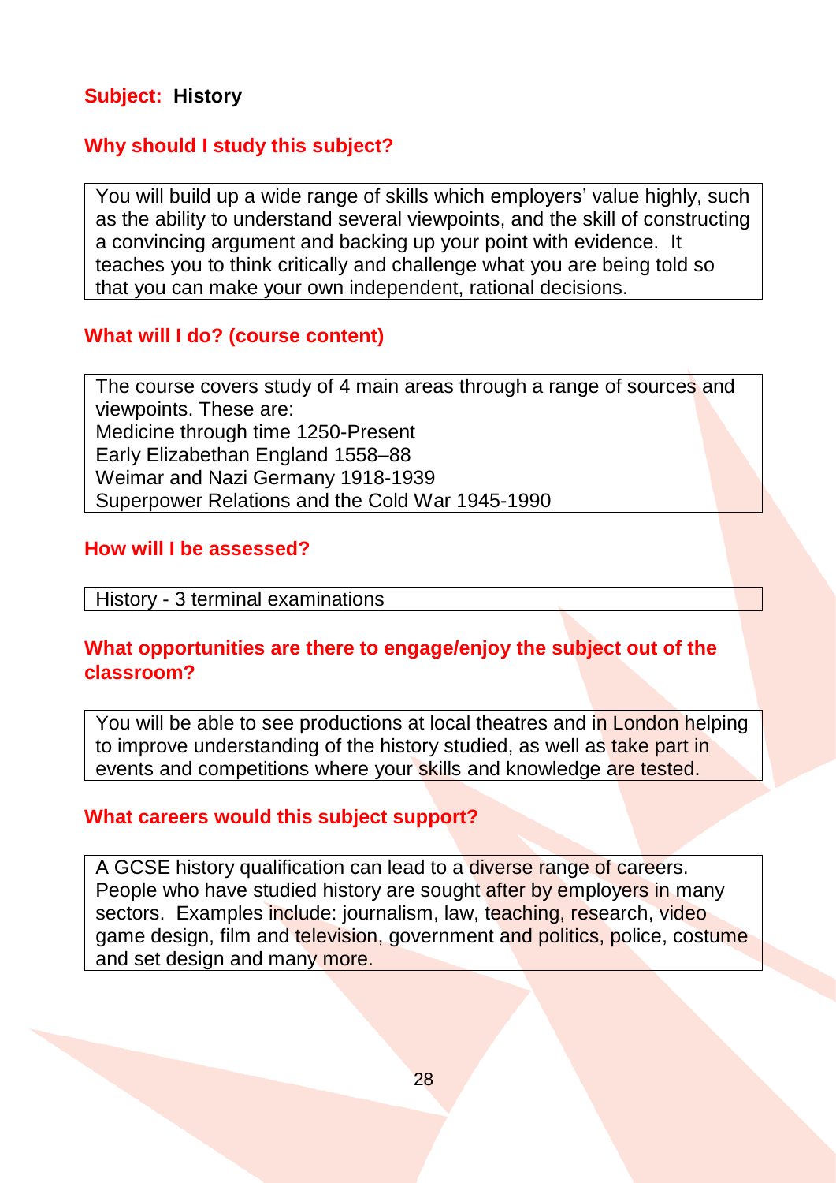**Subject: History**

## Why should I study this subject?

You will build up a wide range of skills which employers' value highly, such as the ability to understand several viewpoints, and the skill of constructing a convincing argument and backing up your point with evidence. It teaches you to think critically and challenge what you are being told so that you can make your own independent, rational decisions.

## What will I do? (course content)

The course covers study of 4 main areas through a range of sources and viewpoints. These are:

Medicine through time 1250-Present
Early Elizabethan England 1558–88
Weimar and Nazi Germany 1918-1939
Superpower Relations and the Cold War 1945-1990

## How will I be assessed?

History - 3 terminal examinations

## What opportunities are there to engage/enjoy the subject out of the classroom?

You will be able to see productions at local theatres and in London helping to improve understanding of the history studied, as well as take part in events and competitions where your skills and knowledge are tested.

## What careers would this subject support?

A GCSE history qualification can lead to a diverse range of careers. People who have studied history are sought after by employers in many sectors. Examples include: journalism, law, teaching, research, video game design, film and television, government and politics, police, costume and set design and many more.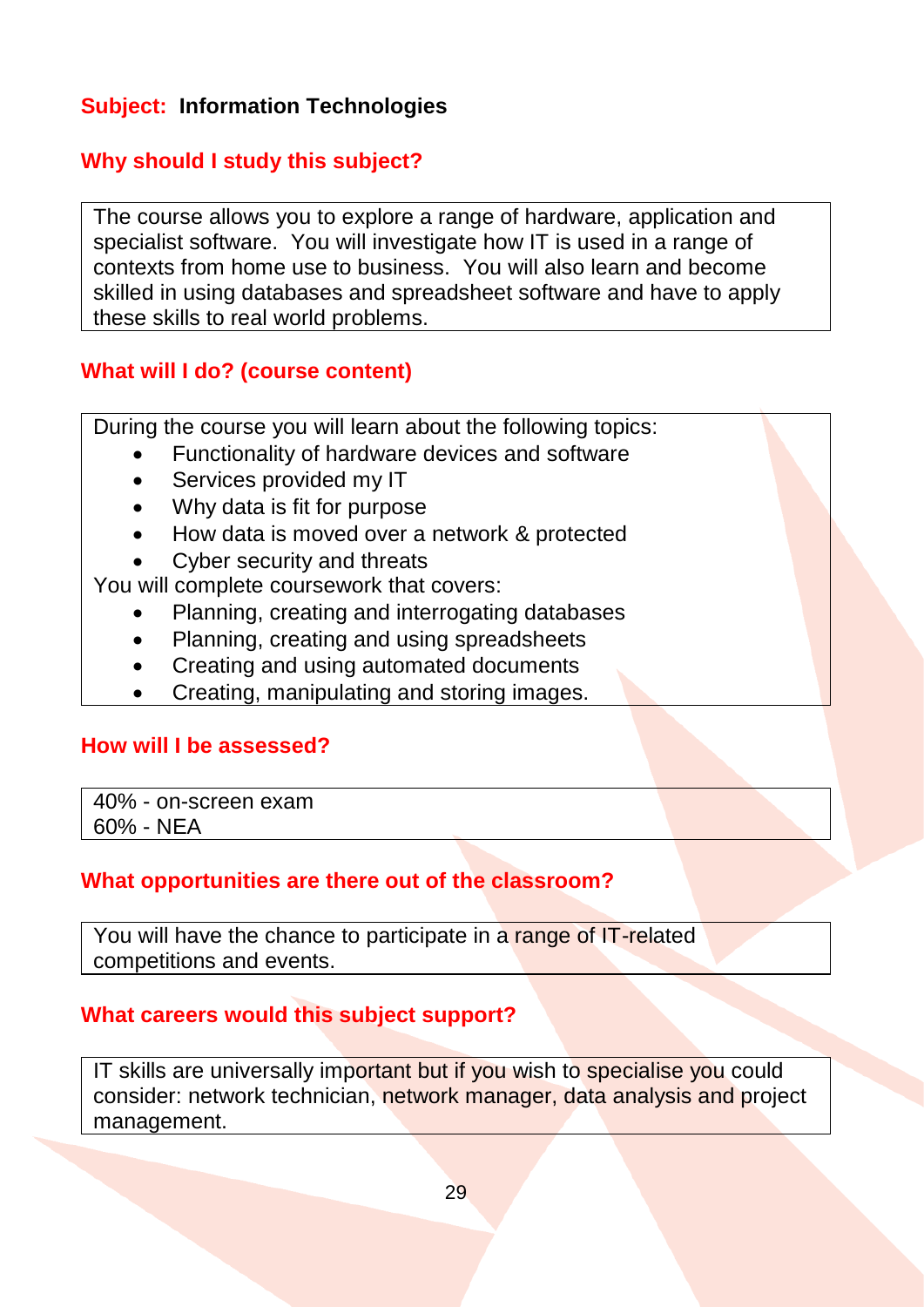**Subject: Information Technologies**

## Why should I study this subject?

The course allows you to explore a range of hardware, application and specialist software. You will investigate how IT is used in a range of contexts from home use to business. You will also learn and become skilled in using databases and spreadsheet software and have to apply these skills to real world problems.

## What will I do? (course content)

During the course you will learn about the following topics:

- Functionality of hardware devices and software
- Services provided my IT
- Why data is fit for purpose
- How data is moved over a network & protected
- Cyber security and threats

You will complete coursework that covers:

- Planning, creating and interrogating databases
- Planning, creating and using spreadsheets
- Creating and using automated documents
- Creating, manipulating and storing images.

## How will I be assessed?

40% - on-screen exam
60% - NEA

## What opportunities are there out of the classroom?

You will have the chance to participate in a range of IT-related competitions and events.

## What careers would this subject support?

IT skills are universally important but if you wish to specialise you could consider: network technician, network manager, data analysis and project management.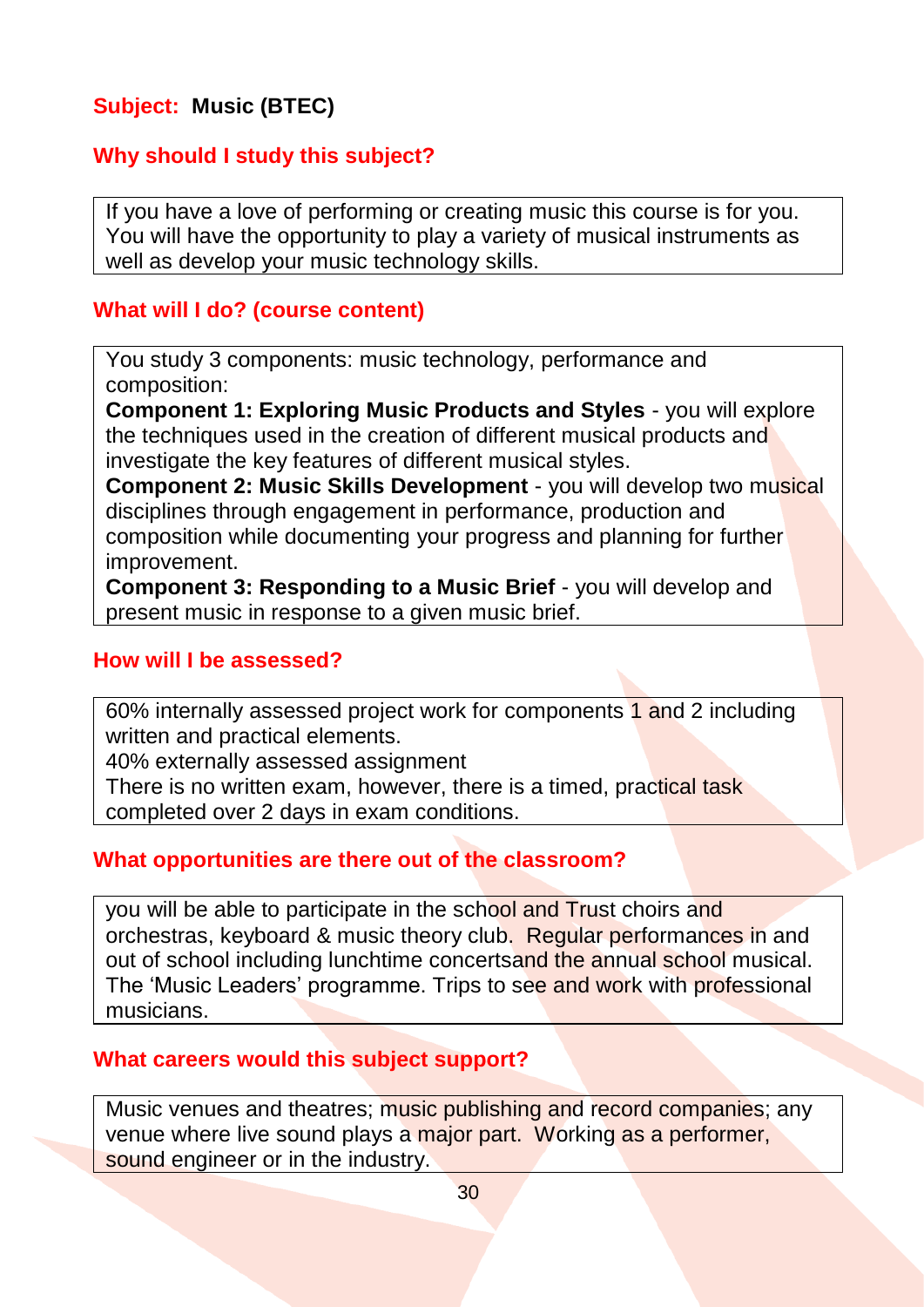**Subject: Music (BTEC)**

## Why should I study this subject?

If you have a love of performing or creating music this course is for you. You will have the opportunity to play a variety of musical instruments as well as develop your music technology skills.

## What will I do? (course content)

You study 3 components: music technology, performance and composition:

**Component 1: Exploring Music Products and Styles** - you will explore the techniques used in the creation of different musical products and investigate the key features of different musical styles.

**Component 2: Music Skills Development** - you will develop two musical disciplines through engagement in performance, production and composition while documenting your progress and planning for further improvement.

**Component 3: Responding to a Music Brief** - you will develop and present music in response to a given music brief.

## How will I be assessed?

60% internally assessed project work for components 1 and 2 including written and practical elements.

40% externally assessed assignment

There is no written exam, however, there is a timed, practical task completed over 2 days in exam conditions.

## What opportunities are there out of the classroom?

you will be able to participate in the school and Trust choirs and orchestras, keyboard & music theory club. Regular performances in and out of school including lunchtime concertsand the annual school musical. The 'Music Leaders' programme. Trips to see and work with professional musicians.

## What careers would this subject support?

Music venues and theatres; music publishing and record companies; any venue where live sound plays a major part. Working as a performer, sound engineer or in the industry.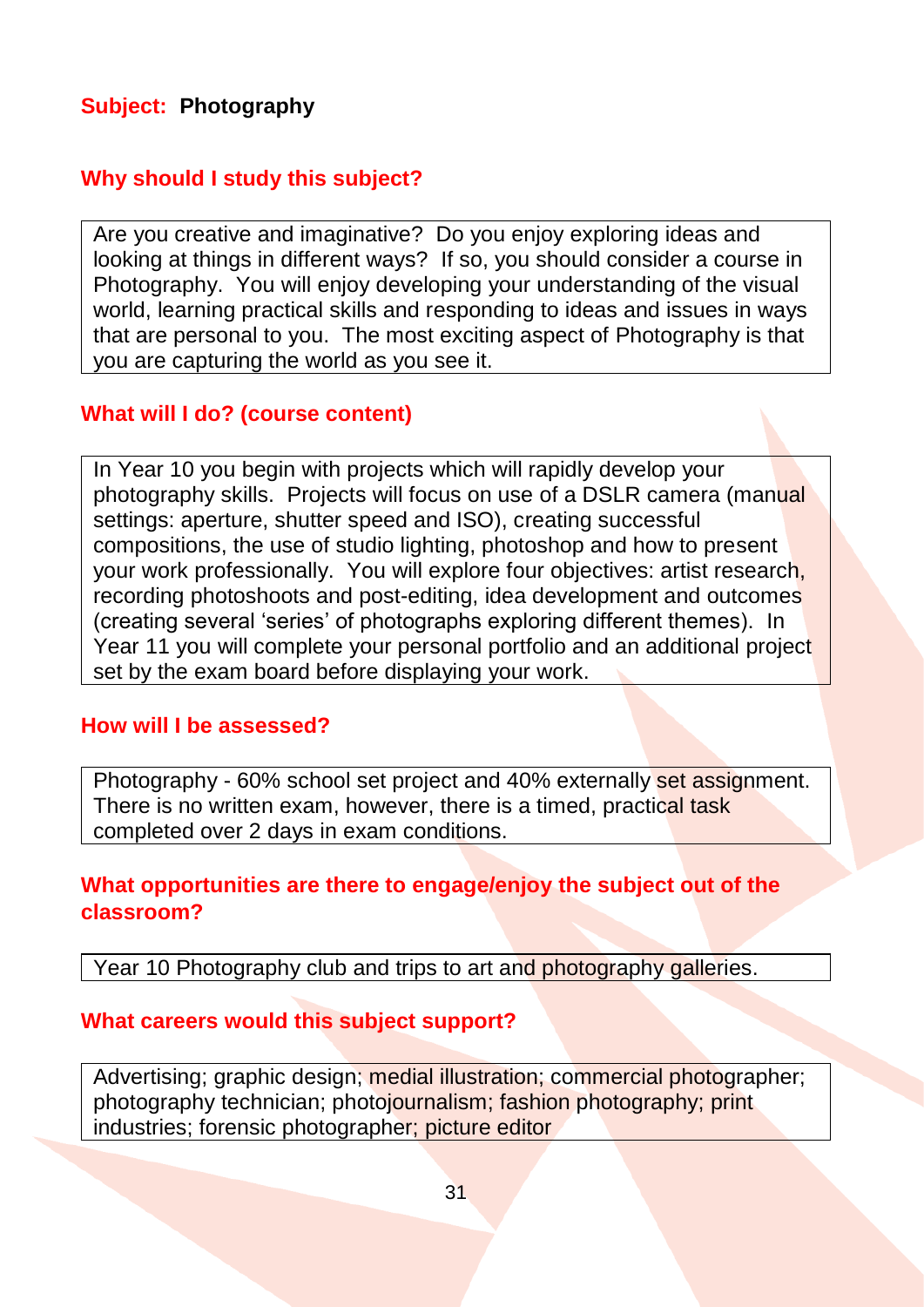**Subject:** **Photography**

## Why should I study this subject?

Are you creative and imaginative? Do you enjoy exploring ideas and looking at things in different ways? If so, you should consider a course in Photography. You will enjoy developing your understanding of the visual world, learning practical skills and responding to ideas and issues in ways that are personal to you. The most exciting aspect of Photography is that you are capturing the world as you see it.

## What will I do? (course content)

In Year 10 you begin with projects which will rapidly develop your photography skills. Projects will focus on use of a DSLR camera (manual settings: aperture, shutter speed and ISO), creating successful compositions, the use of studio lighting, photoshop and how to present your work professionally. You will explore four objectives: artist research, recording photoshoots and post-editing, idea development and outcomes (creating several 'series' of photographs exploring different themes). In Year 11 you will complete your personal portfolio and an additional project set by the exam board before displaying your work.

## How will I be assessed?

Photography - 60% school set project and 40% externally set assignment. There is no written exam, however, there is a timed, practical task completed over 2 days in exam conditions.

## What opportunities are there to engage/enjoy the subject out of the classroom?

Year 10 Photography club and trips to art and photography galleries.

## What careers would this subject support?

Advertising; graphic design; medial illustration; commercial photographer; photography technician; photojournalism; fashion photography; print industries; forensic photographer; picture editor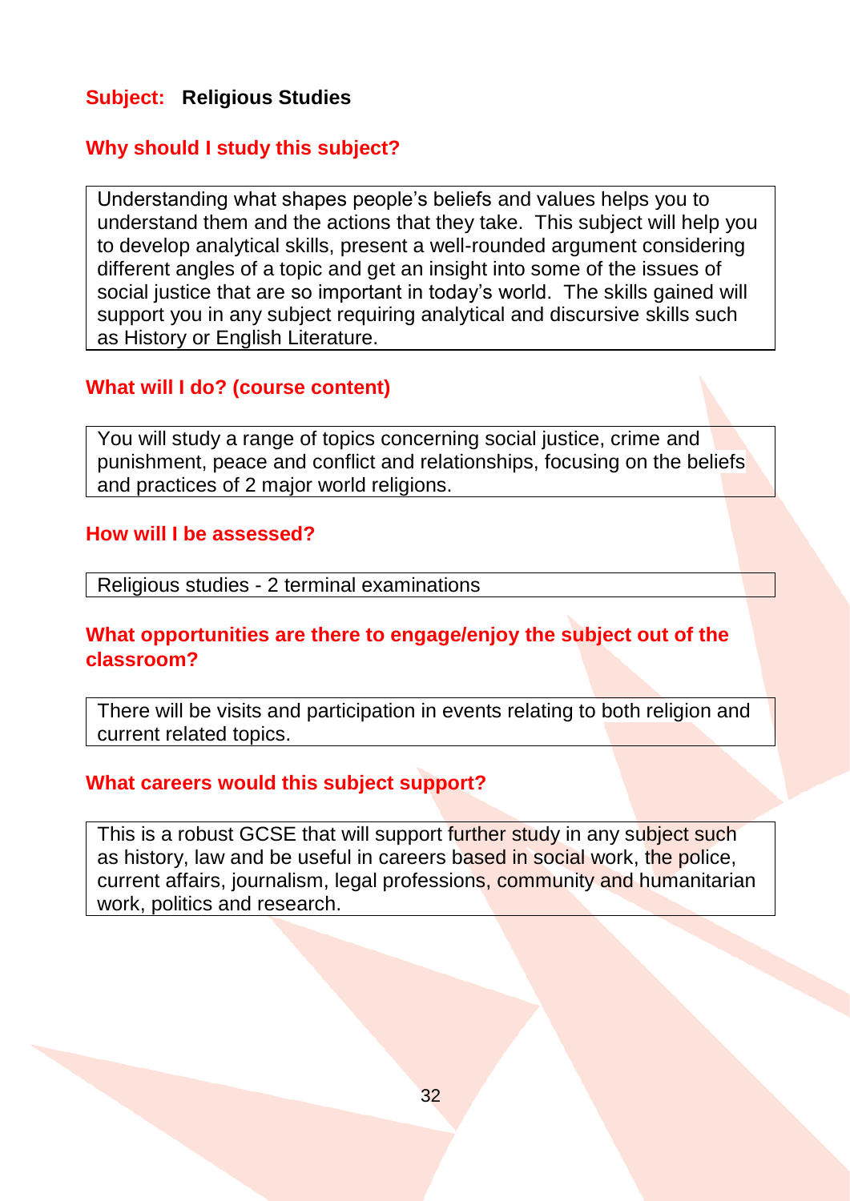**Subject: Religious Studies**

## Why should I study this subject?

Understanding what shapes people's beliefs and values helps you to understand them and the actions that they take. This subject will help you to develop analytical skills, present a well-rounded argument considering different angles of a topic and get an insight into some of the issues of social justice that are so important in today's world. The skills gained will support you in any subject requiring analytical and discursive skills such as History or English Literature.

## What will I do? (course content)

You will study a range of topics concerning social justice, crime and punishment, peace and conflict and relationships, focusing on the beliefs and practices of 2 major world religions.

## How will I be assessed?

Religious studies - 2 terminal examinations

## What opportunities are there to engage/enjoy the subject out of the classroom?

There will be visits and participation in events relating to both religion and current related topics.

## What careers would this subject support?

This is a robust GCSE that will support further study in any subject such as history, law and be useful in careers based in social work, the police, current affairs, journalism, legal professions, community and humanitarian work, politics and research.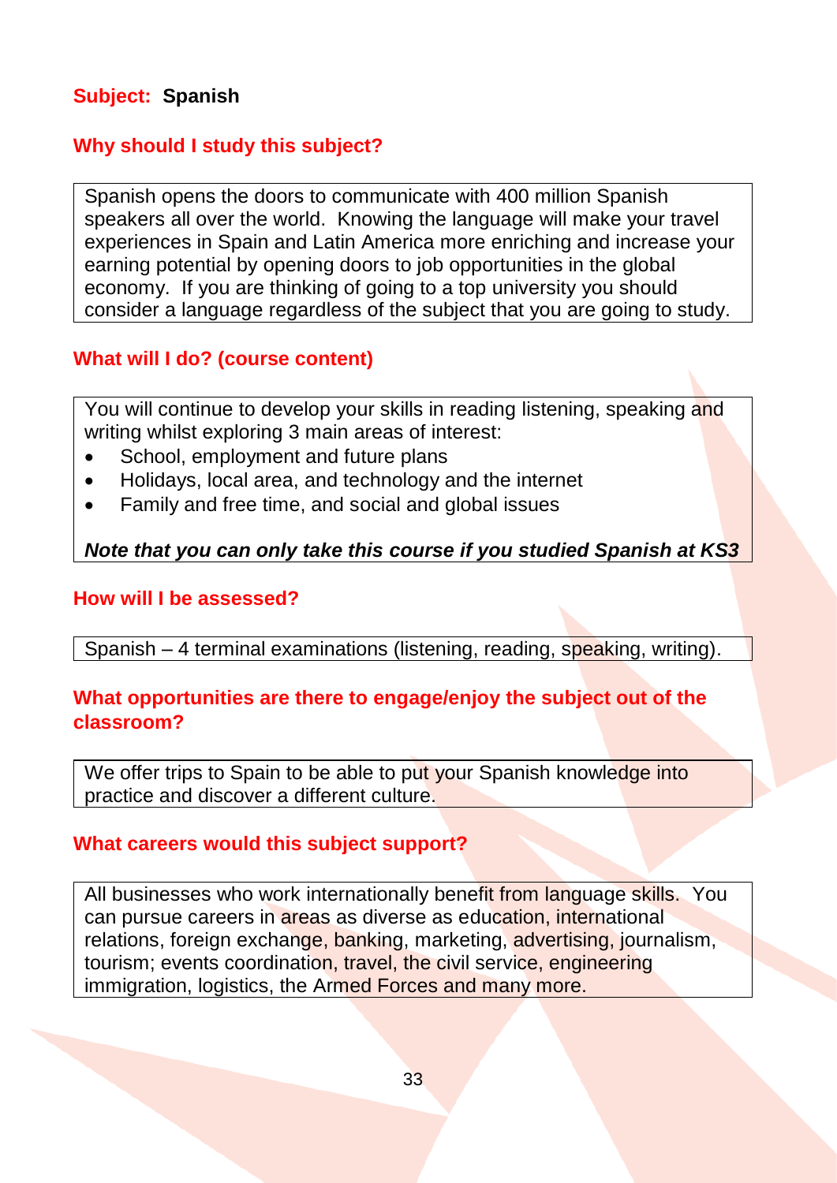**Subject: Spanish**

## Why should I study this subject?

Spanish opens the doors to communicate with 400 million Spanish speakers all over the world. Knowing the language will make your travel experiences in Spain and Latin America more enriching and increase your earning potential by opening doors to job opportunities in the global economy. If you are thinking of going to a top university you should consider a language regardless of the subject that you are going to study.

## What will I do? (course content)

You will continue to develop your skills in reading listening, speaking and writing whilst exploring 3 main areas of interest:

- School, employment and future plans
- Holidays, local area, and technology and the internet
- Family and free time, and social and global issues

***Note that you can only take this course if you studied Spanish at KS3***

## How will I be assessed?

Spanish – 4 terminal examinations (listening, reading, speaking, writing).

## What opportunities are there to engage/enjoy the subject out of the classroom?

We offer trips to Spain to be able to put your Spanish knowledge into practice and discover a different culture.

## What careers would this subject support?

All businesses who work internationally benefit from language skills. You can pursue careers in areas as diverse as education, international relations, foreign exchange, banking, marketing, advertising, journalism, tourism; events coordination, travel, the civil service, engineering immigration, logistics, the Armed Forces and many more.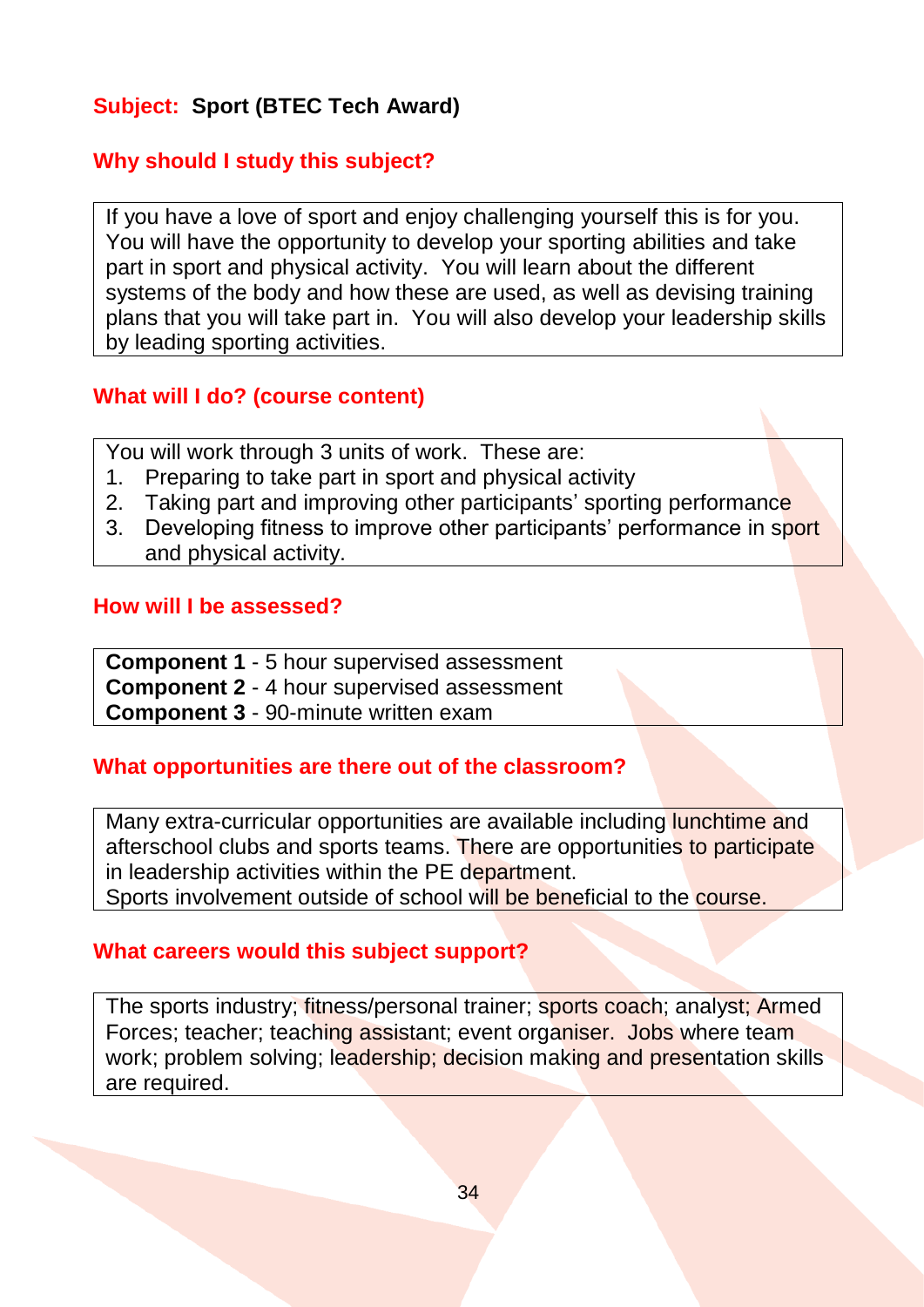## Subject: **Sport (BTEC Tech Award)**

### Why should I study this subject?

If you have a love of sport and enjoy challenging yourself this is for you. You will have the opportunity to develop your sporting abilities and take part in sport and physical activity. You will learn about the different systems of the body and how these are used, as well as devising training plans that you will take part in. You will also develop your leadership skills by leading sporting activities.

### What will I do? (course content)

You will work through 3 units of work. These are:

1. Preparing to take part in sport and physical activity
2. Taking part and improving other participants' sporting performance
3. Developing fitness to improve other participants' performance in sport and physical activity.

### How will I be assessed?

**Component 1** - 5 hour supervised assessment
**Component 2** - 4 hour supervised assessment
**Component 3** - 90-minute written exam

### What opportunities are there out of the classroom?

Many extra-curricular opportunities are available including lunchtime and afterschool clubs and sports teams. There are opportunities to participate in leadership activities within the PE department.
Sports involvement outside of school will be beneficial to the course.

### What careers would this subject support?

The sports industry; fitness/personal trainer; sports coach; analyst; Armed Forces; teacher; teaching assistant; event organiser. Jobs where team work; problem solving; leadership; decision making and presentation skills are required.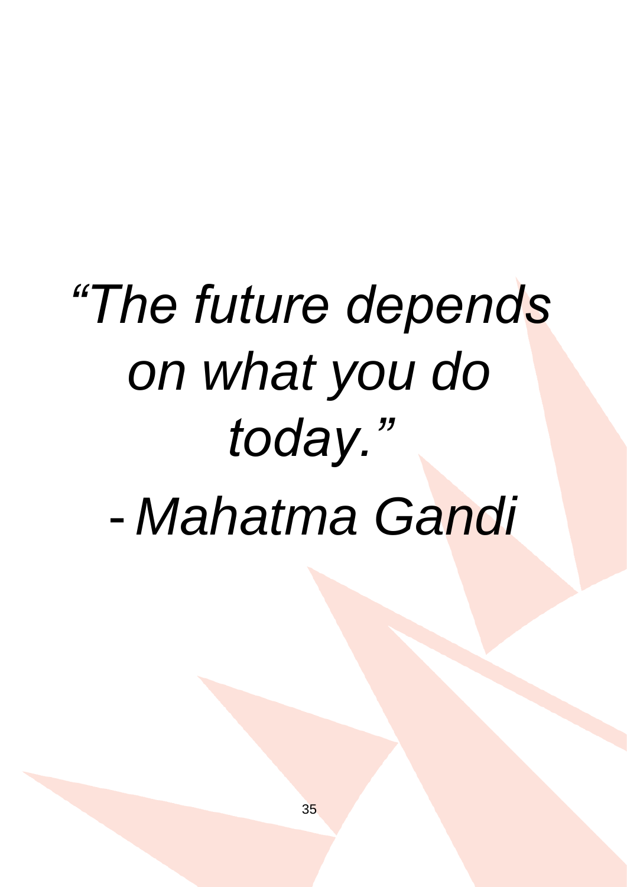*“The future depends on what you do today.”*

*- Mahatma Gandi*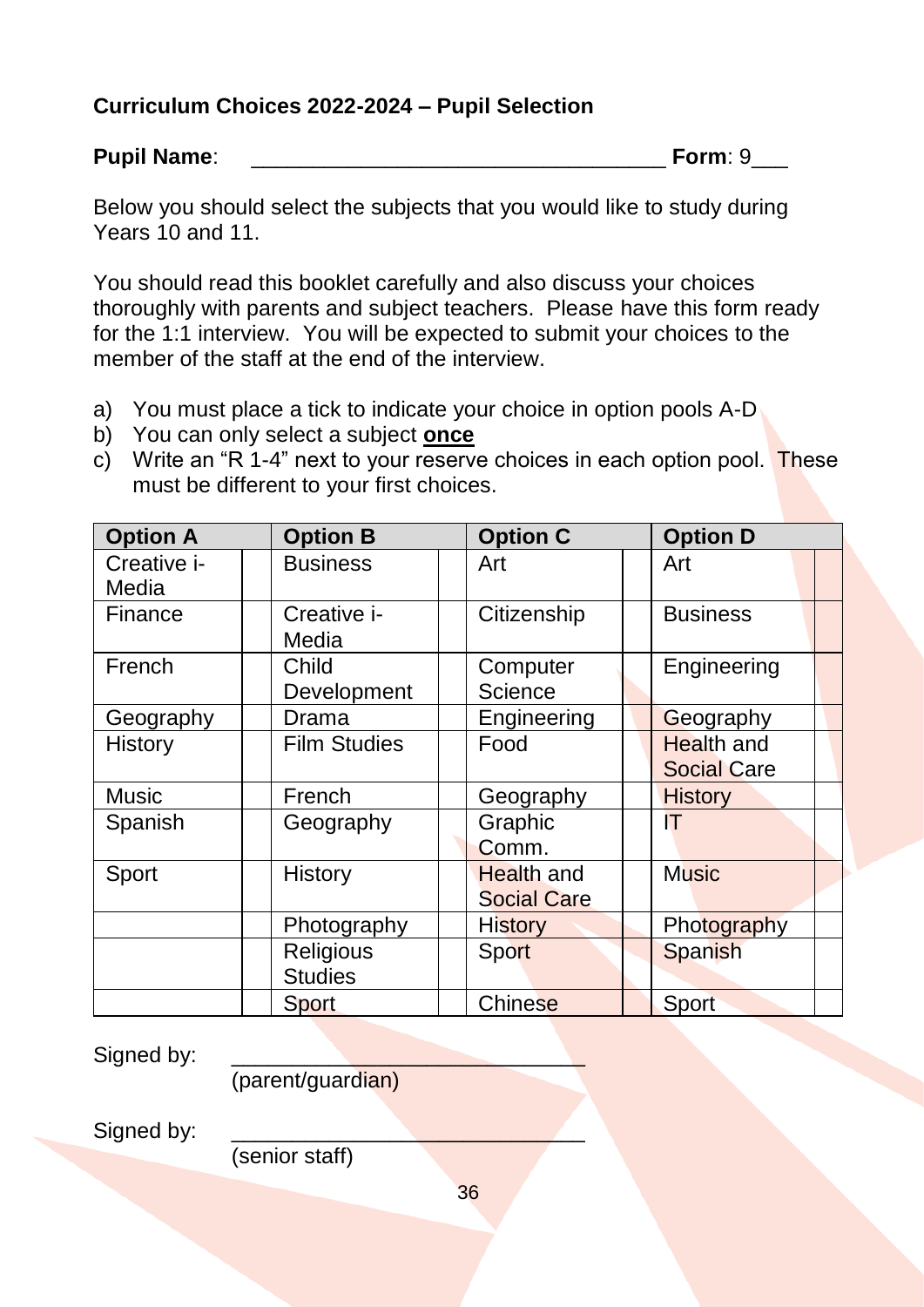**Curriculum Choices 2022-2024 – Pupil Selection**

**Pupil Name**: ________________________________ **Form**: 9___

Below you should select the subjects that you would like to study during Years 10 and 11.

You should read this booklet carefully and also discuss your choices thoroughly with parents and subject teachers. Please have this form ready for the 1:1 interview. You will be expected to submit your choices to the member of the staff at the end of the interview.

a) You must place a tick to indicate your choice in option pools A-D
b) You can only select a subject **once**
c) Write an "R 1-4" next to your reserve choices in each option pool. These must be different to your first choices.

| Option A | | Option B | | Option C | | Option D | |
|---|---|---|---|---|---|---|---|
| Creative i-Media | | Business | | Art | | Art | |
| Finance | | Creative i-Media | | Citizenship | | Business | |
| French | | Child Development | | Computer Science | | Engineering | |
| Geography | | Drama | | Engineering | | Geography | |
| History | | Film Studies | | Food | | Health and Social Care | |
| Music | | French | | Geography | | History | |
| Spanish | | Geography | | Graphic Comm. | | IT | |
| Sport | | History | | Health and Social Care | | Music | |
| | | Photography | | History | | Photography | |
| | | Religious Studies | | Sport | | Spanish | |
| | | Sport | | Chinese | | Sport | |

Signed by: ______________________________
(parent/guardian)

Signed by: ______________________________
(senior staff)